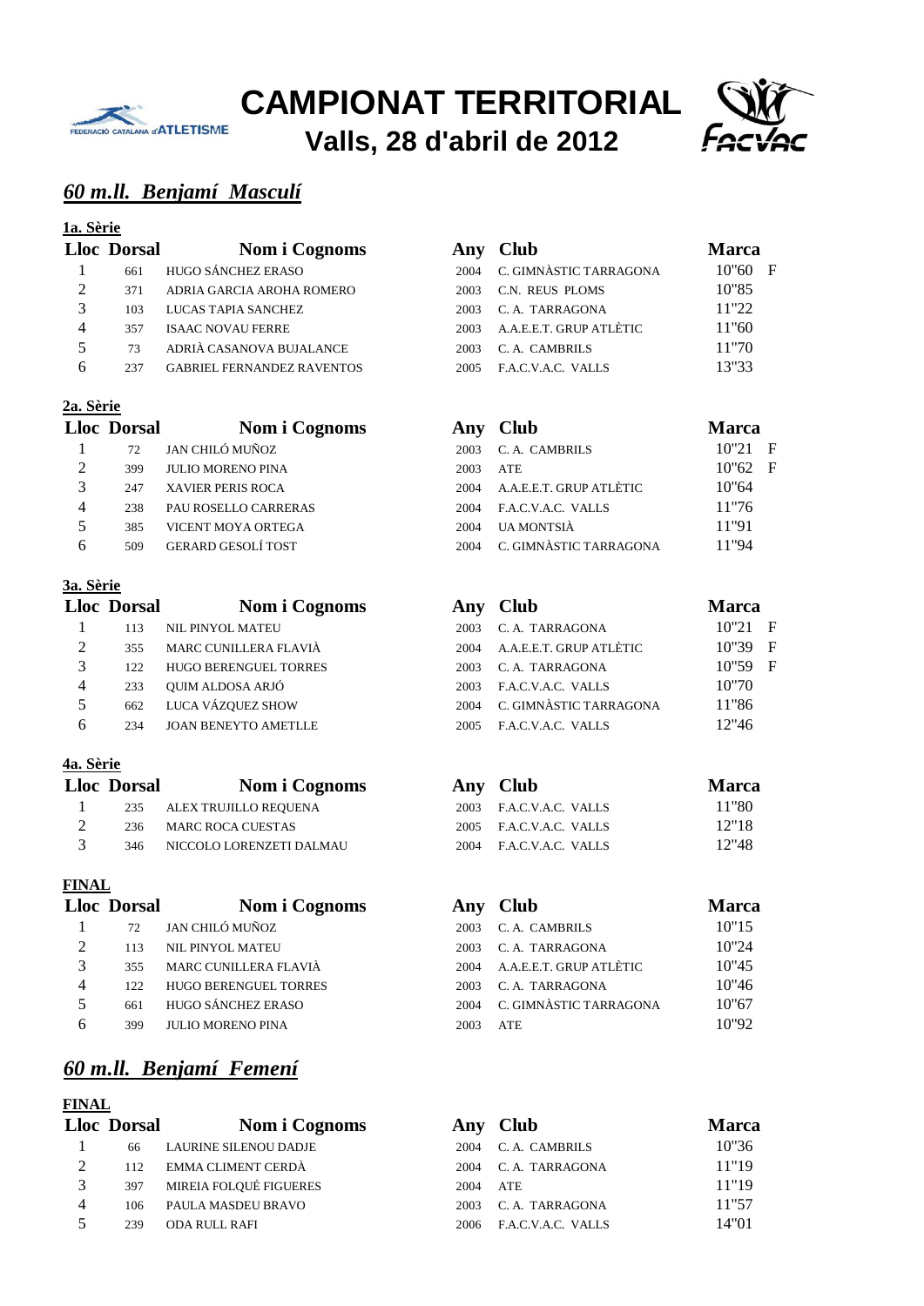# CAMPIONAT TERRITORIAL

## Valls, 28 d'abril de 2012

## *60 m.ll. Benjamí Masculí*

**1a. Sèrie**

| Lloc | Dorsal | Nom i Cognoms | Any | Club | Marca |
|---|---|---|---|---|---|
| 1 | 661 | HUGO SÁNCHEZ ERASO | 2004 | C. GIMNÀSTIC TARRAGONA | 10"60 F |
| 2 | 371 | ADRIA GARCIA AROHA ROMERO | 2003 | C.N. REUS PLOMS | 10"85 |
| 3 | 103 | LUCAS TAPIA SANCHEZ | 2003 | C. A. TARRAGONA | 11"22 |
| 4 | 357 | ISAAC NOVAU FERRE | 2003 | A.A.E.E.T. GRUP ATLÈTIC | 11"60 |
| 5 | 73 | ADRIÀ CASANOVA BUJALANCE | 2003 | C. A. CAMBRILS | 11"70 |
| 6 | 237 | GABRIEL FERNANDEZ RAVENTOS | 2005 | F.A.C.V.A.C. VALLS | 13"33 |

**2a. Sèrie**

| Lloc | Dorsal | Nom i Cognoms | Any | Club | Marca |
|---|---|---|---|---|---|
| 1 | 72 | JAN CHILÓ MUÑOZ | 2003 | C. A. CAMBRILS | 10"21 F |
| 2 | 399 | JULIO MORENO PINA | 2003 | ATE | 10"62 F |
| 3 | 247 | XAVIER PERIS ROCA | 2004 | A.A.E.E.T. GRUP ATLÈTIC | 10"64 |
| 4 | 238 | PAU ROSELLO CARRERAS | 2004 | F.A.C.V.A.C. VALLS | 11"76 |
| 5 | 385 | VICENT MOYA ORTEGA | 2004 | UA MONTSIÀ | 11"91 |
| 6 | 509 | GERARD GESOLÍ TOST | 2004 | C. GIMNÀSTIC TARRAGONA | 11"94 |

**3a. Sèrie**

| Lloc | Dorsal | Nom i Cognoms | Any | Club | Marca |
|---|---|---|---|---|---|
| 1 | 113 | NIL PINYOL MATEU | 2003 | C. A. TARRAGONA | 10"21 F |
| 2 | 355 | MARC CUNILLERA FLAVIÀ | 2004 | A.A.E.E.T. GRUP ATLÈTIC | 10"39 F |
| 3 | 122 | HUGO BERENGUEL TORRES | 2003 | C. A. TARRAGONA | 10"59 F |
| 4 | 233 | QUIM ALDOSA ARJÓ | 2003 | F.A.C.V.A.C. VALLS | 10"70 |
| 5 | 662 | LUCA VÁZQUEZ SHOW | 2004 | C. GIMNÀSTIC TARRAGONA | 11"86 |
| 6 | 234 | JOAN BENEYTO AMETLLE | 2005 | F.A.C.V.A.C. VALLS | 12"46 |

**4a. Sèrie**

| Lloc | Dorsal | Nom i Cognoms | Any | Club | Marca |
|---|---|---|---|---|---|
| 1 | 235 | ALEX TRUJILLO REQUENA | 2003 | F.A.C.V.A.C. VALLS | 11"80 |
| 2 | 236 | MARC ROCA CUESTAS | 2005 | F.A.C.V.A.C. VALLS | 12"18 |
| 3 | 346 | NICCOLO LORENZETI DALMAU | 2004 | F.A.C.V.A.C. VALLS | 12"48 |

**FINAL**

| Lloc | Dorsal | Nom i Cognoms | Any | Club | Marca |
|---|---|---|---|---|---|
| 1 | 72 | JAN CHILÓ MUÑOZ | 2003 | C. A. CAMBRILS | 10"15 |
| 2 | 113 | NIL PINYOL MATEU | 2003 | C. A. TARRAGONA | 10"24 |
| 3 | 355 | MARC CUNILLERA FLAVIÀ | 2004 | A.A.E.E.T. GRUP ATLÈTIC | 10"45 |
| 4 | 122 | HUGO BERENGUEL TORRES | 2003 | C. A. TARRAGONA | 10"46 |
| 5 | 661 | HUGO SÁNCHEZ ERASO | 2004 | C. GIMNÀSTIC TARRAGONA | 10"67 |
| 6 | 399 | JULIO MORENO PINA | 2003 | ATE | 10"92 |

## *60 m.ll. Benjamí Femení*

**FINAL**

| Lloc | Dorsal | Nom i Cognoms | Any | Club | Marca |
|---|---|---|---|---|---|
| 1 | 66 | LAURINE SILENOU DADJE | 2004 | C. A. CAMBRILS | 10"36 |
| 2 | 112 | EMMA CLIMENT CERDÀ | 2004 | C. A. TARRAGONA | 11"19 |
| 3 | 397 | MIREIA FOLQUÉ FIGUERES | 2004 | ATE | 11"19 |
| 4 | 106 | PAULA MASDEU BRAVO | 2003 | C. A. TARRAGONA | 11"57 |
| 5 | 239 | ODA RULL RAFI | 2006 | F.A.C.V.A.C. VALLS | 14"01 |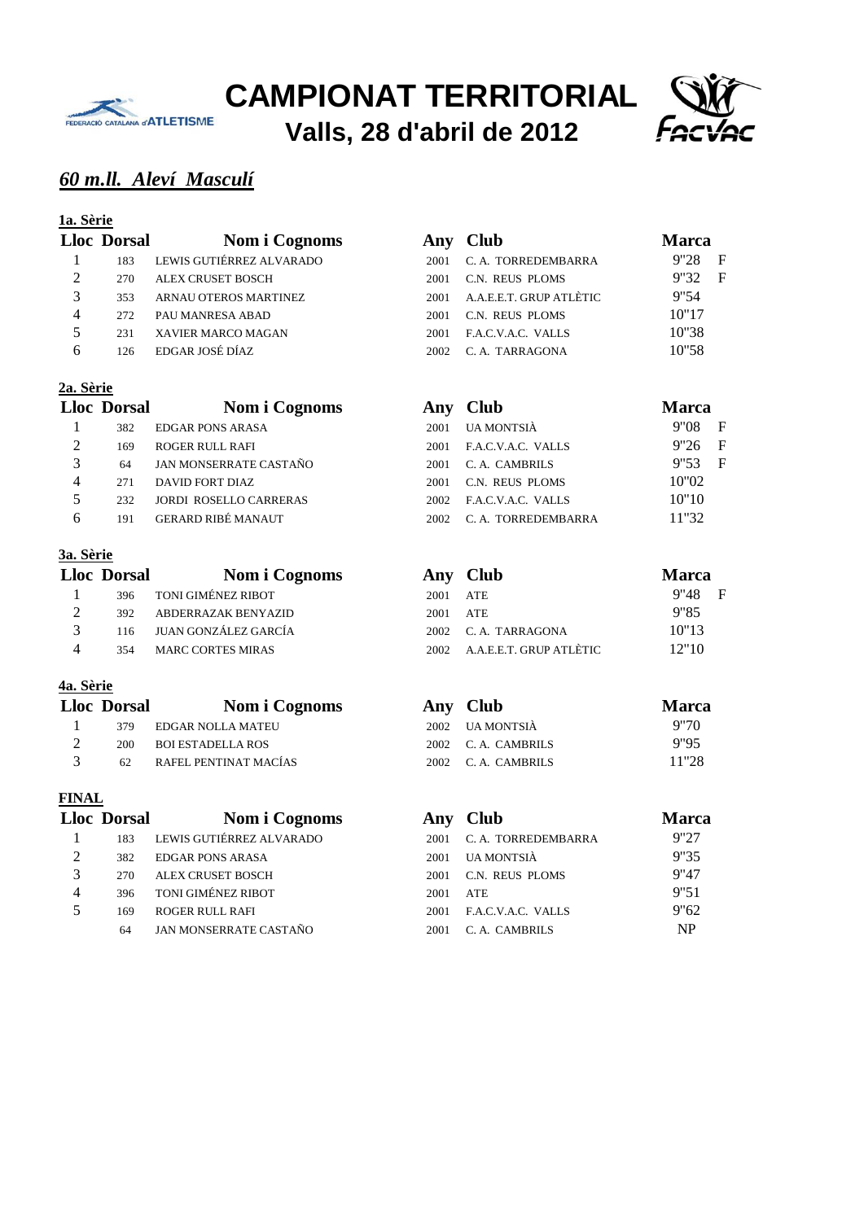# CAMPIONAT TERRITORIAL

## Valls, 28 d'abril de 2012

### *60 m.ll. Aleví Masculí*

**1a. Sèrie**

| Lloc | Dorsal | Nom i Cognoms | Any | Club | Marca | |
|---|---|---|---|---|---|---|
| 1 | 183 | LEWIS GUTIÉRREZ ALVARADO | 2001 | C. A. TORREDEMBARRA | 9"28 | F |
| 2 | 270 | ALEX CRUSET BOSCH | 2001 | C.N. REUS PLOMS | 9"32 | F |
| 3 | 353 | ARNAU OTEROS MARTINEZ | 2001 | A.A.E.E.T. GRUP ATLÈTIC | 9"54 | |
| 4 | 272 | PAU MANRESA ABAD | 2001 | C.N. REUS PLOMS | 10"17 | |
| 5 | 231 | XAVIER MARCO MAGAN | 2001 | F.A.C.V.A.C. VALLS | 10"38 | |
| 6 | 126 | EDGAR JOSÉ DÍAZ | 2002 | C. A. TARRAGONA | 10"58 | |

**2a. Sèrie**

| Lloc | Dorsal | Nom i Cognoms | Any | Club | Marca | |
|---|---|---|---|---|---|---|
| 1 | 382 | EDGAR PONS ARASA | 2001 | UA MONTSIÀ | 9"08 | F |
| 2 | 169 | ROGER RULL RAFI | 2001 | F.A.C.V.A.C. VALLS | 9"26 | F |
| 3 | 64 | JAN MONSERRATE CASTAÑO | 2001 | C. A. CAMBRILS | 9"53 | F |
| 4 | 271 | DAVID FORT DIAZ | 2001 | C.N. REUS PLOMS | 10"02 | |
| 5 | 232 | JORDI ROSELLO CARRERAS | 2002 | F.A.C.V.A.C. VALLS | 10"10 | |
| 6 | 191 | GERARD RIBÉ MANAUT | 2002 | C. A. TORREDEMBARRA | 11"32 | |

**3a. Sèrie**

| Lloc | Dorsal | Nom i Cognoms | Any | Club | Marca | |
|---|---|---|---|---|---|---|
| 1 | 396 | TONI GIMÉNEZ RIBOT | 2001 | ATE | 9"48 | F |
| 2 | 392 | ABDERRAZAK BENYAZID | 2001 | ATE | 9"85 | |
| 3 | 116 | JUAN GONZÁLEZ GARCÍA | 2002 | C. A. TARRAGONA | 10"13 | |
| 4 | 354 | MARC CORTES MIRAS | 2002 | A.A.E.E.T. GRUP ATLÈTIC | 12"10 | |

**4a. Sèrie**

| Lloc | Dorsal | Nom i Cognoms | Any | Club | Marca |
|---|---|---|---|---|---|
| 1 | 379 | EDGAR NOLLA MATEU | 2002 | UA MONTSIÀ | 9"70 |
| 2 | 200 | BOI ESTADELLA ROS | 2002 | C. A. CAMBRILS | 9"95 |
| 3 | 62 | RAFEL PENTINAT MACÍAS | 2002 | C. A. CAMBRILS | 11"28 |

**FINAL**

| Lloc | Dorsal | Nom i Cognoms | Any | Club | Marca |
|---|---|---|---|---|---|
| 1 | 183 | LEWIS GUTIÉRREZ ALVARADO | 2001 | C. A. TORREDEMBARRA | 9"27 |
| 2 | 382 | EDGAR PONS ARASA | 2001 | UA MONTSIÀ | 9"35 |
| 3 | 270 | ALEX CRUSET BOSCH | 2001 | C.N. REUS PLOMS | 9"47 |
| 4 | 396 | TONI GIMÉNEZ RIBOT | 2001 | ATE | 9"51 |
| 5 | 169 | ROGER RULL RAFI | 2001 | F.A.C.V.A.C. VALLS | 9"62 |
| | 64 | JAN MONSERRATE CASTAÑO | 2001 | C. A. CAMBRILS | NP |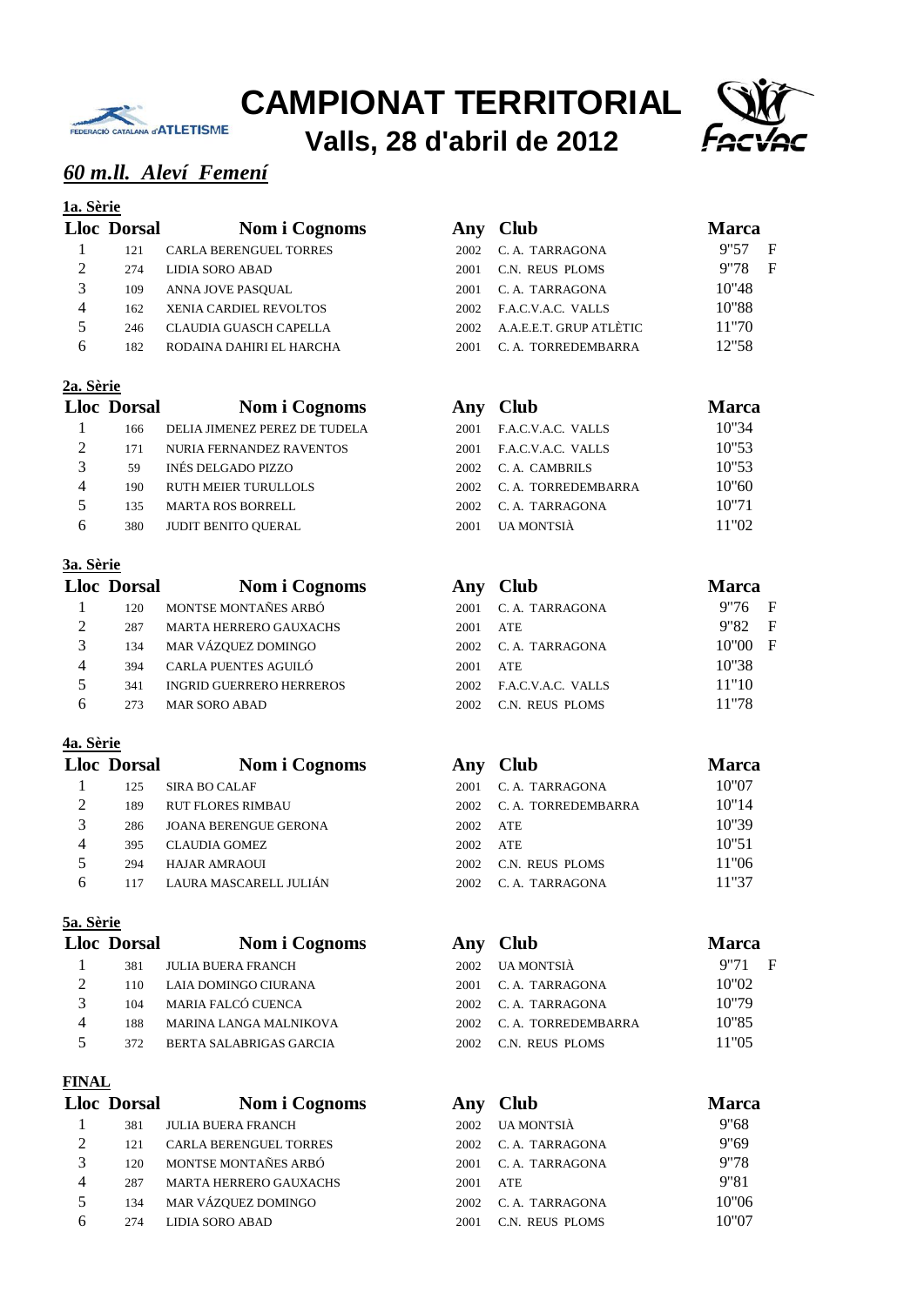# CAMPIONAT TERRITORIAL

## Valls, 28 d'abril de 2012

## *60 m.ll. Aleví Femení*

**1a. Sèrie**

| Lloc | Dorsal | Nom i Cognoms | Any | Club | Marca |
|---|---|---|---|---|---|
| 1 | 121 | CARLA BERENGUEL TORRES | 2002 | C. A. TARRAGONA | 9"57 F |
| 2 | 274 | LIDIA SORO ABAD | 2001 | C.N. REUS PLOMS | 9"78 F |
| 3 | 109 | ANNA JOVE PASQUAL | 2001 | C. A. TARRAGONA | 10"48 |
| 4 | 162 | XENIA CARDIEL REVOLTOS | 2002 | F.A.C.V.A.C. VALLS | 10"88 |
| 5 | 246 | CLAUDIA GUASCH CAPELLA | 2002 | A.A.E.E.T. GRUP ATLÈTIC | 11"70 |
| 6 | 182 | RODAINA DAHIRI EL HARCHA | 2001 | C. A. TORREDEMBARRA | 12"58 |

**2a. Sèrie**

| Lloc | Dorsal | Nom i Cognoms | Any | Club | Marca |
|---|---|---|---|---|---|
| 1 | 166 | DELIA JIMENEZ PEREZ DE TUDELA | 2001 | F.A.C.V.A.C. VALLS | 10"34 |
| 2 | 171 | NURIA FERNANDEZ RAVENTOS | 2001 | F.A.C.V.A.C. VALLS | 10"53 |
| 3 | 59 | INÉS DELGADO PIZZO | 2002 | C. A. CAMBRILS | 10"53 |
| 4 | 190 | RUTH MEIER TURULLOLS | 2002 | C. A. TORREDEMBARRA | 10"60 |
| 5 | 135 | MARTA ROS BORRELL | 2002 | C. A. TARRAGONA | 10"71 |
| 6 | 380 | JUDIT BENITO QUERAL | 2001 | UA MONTSIÀ | 11"02 |

**3a. Sèrie**

| Lloc | Dorsal | Nom i Cognoms | Any | Club | Marca |
|---|---|---|---|---|---|
| 1 | 120 | MONTSE MONTAÑES ARBÓ | 2001 | C. A. TARRAGONA | 9"76 F |
| 2 | 287 | MARTA HERRERO GAUXACHS | 2001 | ATE | 9"82 F |
| 3 | 134 | MAR VÁZQUEZ DOMINGO | 2002 | C. A. TARRAGONA | 10"00 F |
| 4 | 394 | CARLA PUENTES AGUILÓ | 2001 | ATE | 10"38 |
| 5 | 341 | INGRID GUERRERO HERREROS | 2002 | F.A.C.V.A.C. VALLS | 11"10 |
| 6 | 273 | MAR SORO ABAD | 2002 | C.N. REUS PLOMS | 11"78 |

**4a. Sèrie**

| Lloc | Dorsal | Nom i Cognoms | Any | Club | Marca |
|---|---|---|---|---|---|
| 1 | 125 | SIRA BO CALAF | 2001 | C. A. TARRAGONA | 10"07 |
| 2 | 189 | RUT FLORES RIMBAU | 2002 | C. A. TORREDEMBARRA | 10"14 |
| 3 | 286 | JOANA BERENGUE GERONA | 2002 | ATE | 10"39 |
| 4 | 395 | CLAUDIA GOMEZ | 2002 | ATE | 10"51 |
| 5 | 294 | HAJAR AMRAOUI | 2002 | C.N. REUS PLOMS | 11"06 |
| 6 | 117 | LAURA MASCARELL JULIÁN | 2002 | C. A. TARRAGONA | 11"37 |

**5a. Sèrie**

| Lloc | Dorsal | Nom i Cognoms | Any | Club | Marca |
|---|---|---|---|---|---|
| 1 | 381 | JULIA BUERA FRANCH | 2002 | UA MONTSIÀ | 9"71 F |
| 2 | 110 | LAIA DOMINGO CIURANA | 2001 | C. A. TARRAGONA | 10"02 |
| 3 | 104 | MARIA FALCÓ CUENCA | 2002 | C. A. TARRAGONA | 10"79 |
| 4 | 188 | MARINA LANGA MALNIKOVA | 2002 | C. A. TORREDEMBARRA | 10"85 |
| 5 | 372 | BERTA SALABRIGAS GARCIA | 2002 | C.N. REUS PLOMS | 11"05 |

**FINAL**

| Lloc | Dorsal | Nom i Cognoms | Any | Club | Marca |
|---|---|---|---|---|---|
| 1 | 381 | JULIA BUERA FRANCH | 2002 | UA MONTSIÀ | 9"68 |
| 2 | 121 | CARLA BERENGUEL TORRES | 2002 | C. A. TARRAGONA | 9"69 |
| 3 | 120 | MONTSE MONTAÑES ARBÓ | 2001 | C. A. TARRAGONA | 9"78 |
| 4 | 287 | MARTA HERRERO GAUXACHS | 2001 | ATE | 9"81 |
| 5 | 134 | MAR VÁZQUEZ DOMINGO | 2002 | C. A. TARRAGONA | 10"06 |
| 6 | 274 | LIDIA SORO ABAD | 2001 | C.N. REUS PLOMS | 10"07 |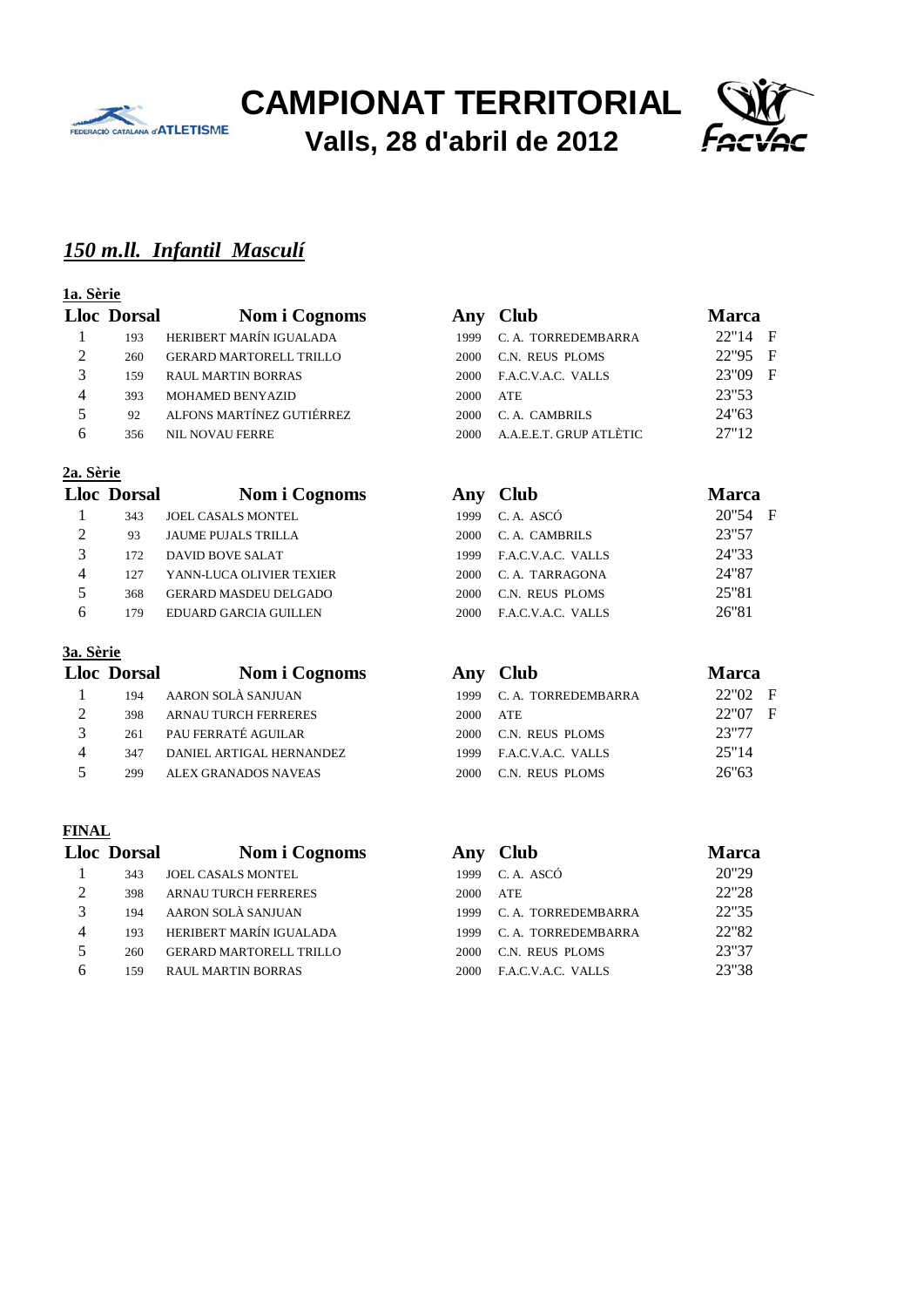# CAMPIONAT TERRITORIAL
## Valls, 28 d'abril de 2012

## *150 m.ll. Infantil Masculí*

**1a. Sèrie**

| Lloc | Dorsal | Nom i Cognoms | Any | Club | Marca | |
|---|---|---|---|---|---|---|
| 1 | 193 | HERIBERT MARÍN IGUALADA | 1999 | C. A. TORREDEMBARRA | 22"14 | F |
| 2 | 260 | GERARD MARTORELL TRILLO | 2000 | C.N. REUS PLOMS | 22"95 | F |
| 3 | 159 | RAUL MARTIN BORRAS | 2000 | F.A.C.V.A.C. VALLS | 23"09 | F |
| 4 | 393 | MOHAMED BENYAZID | 2000 | ATE | 23"53 | |
| 5 | 92 | ALFONS MARTÍNEZ GUTIÉRREZ | 2000 | C. A. CAMBRILS | 24"63 | |
| 6 | 356 | NIL NOVAU FERRE | 2000 | A.A.E.E.T. GRUP ATLÈTIC | 27"12 | |

**2a. Sèrie**

| Lloc | Dorsal | Nom i Cognoms | Any | Club | Marca | |
|---|---|---|---|---|---|---|
| 1 | 343 | JOEL CASALS MONTEL | 1999 | C. A. ASCÓ | 20"54 | F |
| 2 | 93 | JAUME PUJALS TRILLA | 2000 | C. A. CAMBRILS | 23"57 | |
| 3 | 172 | DAVID BOVE SALAT | 1999 | F.A.C.V.A.C. VALLS | 24"33 | |
| 4 | 127 | YANN-LUCA OLIVIER TEXIER | 2000 | C. A. TARRAGONA | 24"87 | |
| 5 | 368 | GERARD MASDEU DELGADO | 2000 | C.N. REUS PLOMS | 25"81 | |
| 6 | 179 | EDUARD GARCIA GUILLEN | 2000 | F.A.C.V.A.C. VALLS | 26"81 | |

**3a. Sèrie**

| Lloc | Dorsal | Nom i Cognoms | Any | Club | Marca | |
|---|---|---|---|---|---|---|
| 1 | 194 | AARON SOLÀ SANJUAN | 1999 | C. A. TORREDEMBARRA | 22"02 | F |
| 2 | 398 | ARNAU TURCH FERRERES | 2000 | ATE | 22"07 | F |
| 3 | 261 | PAU FERRATÉ AGUILAR | 2000 | C.N. REUS PLOMS | 23"77 | |
| 4 | 347 | DANIEL ARTIGAL HERNANDEZ | 1999 | F.A.C.V.A.C. VALLS | 25"14 | |
| 5 | 299 | ALEX GRANADOS NAVEAS | 2000 | C.N. REUS PLOMS | 26"63 | |

**FINAL**

| Lloc | Dorsal | Nom i Cognoms | Any | Club | Marca |
|---|---|---|---|---|---|
| 1 | 343 | JOEL CASALS MONTEL | 1999 | C. A. ASCÓ | 20"29 |
| 2 | 398 | ARNAU TURCH FERRERES | 2000 | ATE | 22"28 |
| 3 | 194 | AARON SOLÀ SANJUAN | 1999 | C. A. TORREDEMBARRA | 22"35 |
| 4 | 193 | HERIBERT MARÍN IGUALADA | 1999 | C. A. TORREDEMBARRA | 22"82 |
| 5 | 260 | GERARD MARTORELL TRILLO | 2000 | C.N. REUS PLOMS | 23"37 |
| 6 | 159 | RAUL MARTIN BORRAS | 2000 | F.A.C.V.A.C. VALLS | 23"38 |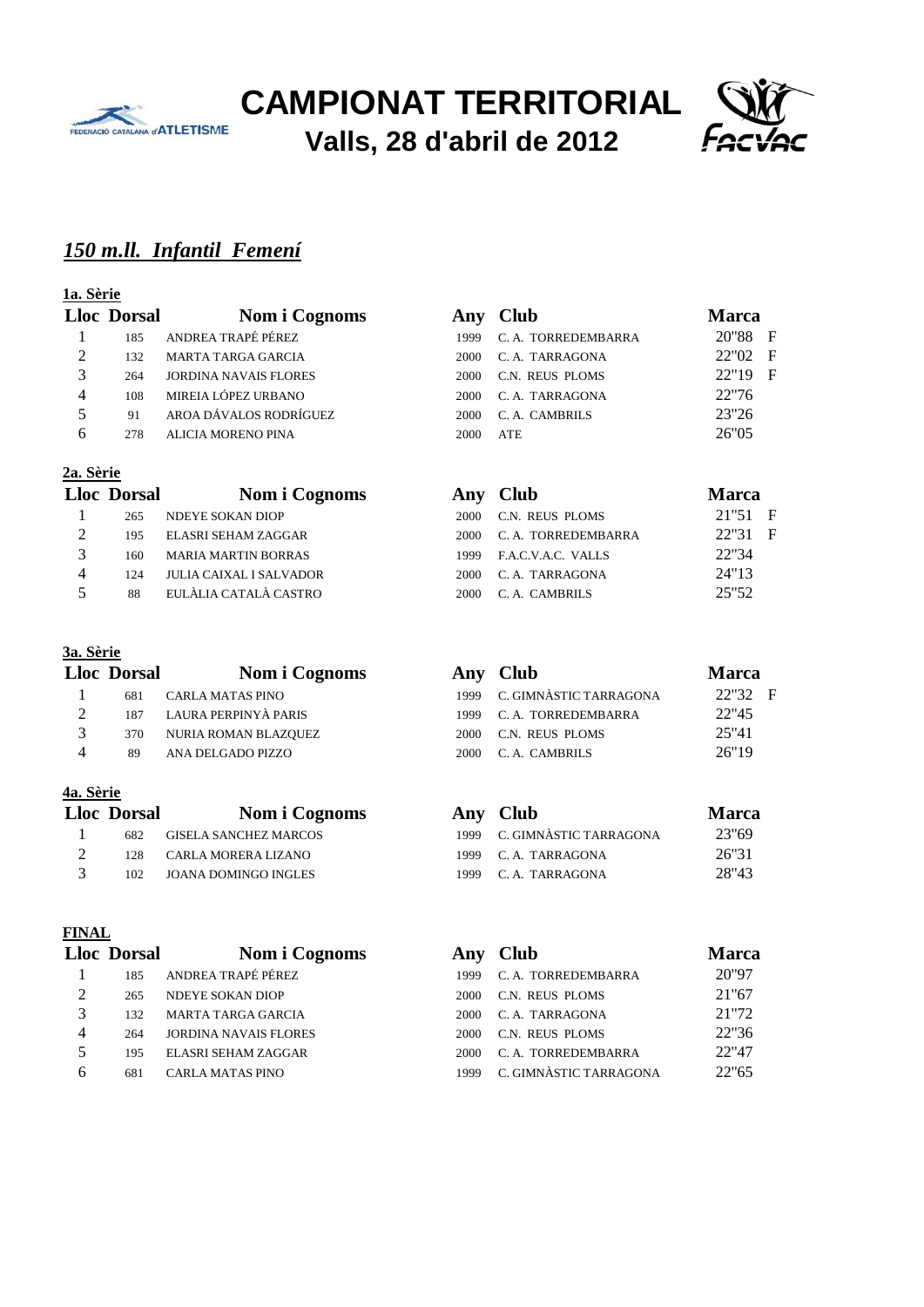# CAMPIONAT TERRITORIAL

## Valls, 28 d'abril de 2012

### *150 m.ll. Infantil Femení*

**1a. Sèrie**

| Lloc | Dorsal | Nom i Cognoms | Any | Club | Marca | |
|---|---|---|---|---|---|---|
| 1 | 185 | ANDREA TRAPÉ PÉREZ | 1999 | C. A. TORREDEMBARRA | 20"88 | F |
| 2 | 132 | MARTA TARGA GARCIA | 2000 | C. A. TARRAGONA | 22"02 | F |
| 3 | 264 | JORDINA NAVAIS FLORES | 2000 | C.N. REUS PLOMS | 22"19 | F |
| 4 | 108 | MIREIA LÓPEZ URBANO | 2000 | C. A. TARRAGONA | 22"76 | |
| 5 | 91 | AROA DÁVALOS RODRÍGUEZ | 2000 | C. A. CAMBRILS | 23"26 | |
| 6 | 278 | ALICIA MORENO PINA | 2000 | ATE | 26"05 | |

**2a. Sèrie**

| Lloc | Dorsal | Nom i Cognoms | Any | Club | Marca | |
|---|---|---|---|---|---|---|
| 1 | 265 | NDEYE SOKAN DIOP | 2000 | C.N. REUS PLOMS | 21"51 | F |
| 2 | 195 | ELASRI SEHAM ZAGGAR | 2000 | C. A. TORREDEMBARRA | 22"31 | F |
| 3 | 160 | MARIA MARTIN BORRAS | 1999 | F.A.C.V.A.C. VALLS | 22"34 | |
| 4 | 124 | JULIA CAIXAL I SALVADOR | 2000 | C. A. TARRAGONA | 24"13 | |
| 5 | 88 | EULÀLIA CATALÀ CASTRO | 2000 | C. A. CAMBRILS | 25"52 | |

**3a. Sèrie**

| Lloc | Dorsal | Nom i Cognoms | Any | Club | Marca | |
|---|---|---|---|---|---|---|
| 1 | 681 | CARLA MATAS PINO | 1999 | C. GIMNÀSTIC TARRAGONA | 22"32 | F |
| 2 | 187 | LAURA PERPINYÀ PARIS | 1999 | C. A. TORREDEMBARRA | 22"45 | |
| 3 | 370 | NURIA ROMAN BLAZQUEZ | 2000 | C.N. REUS PLOMS | 25"41 | |
| 4 | 89 | ANA DELGADO PIZZO | 2000 | C. A. CAMBRILS | 26"19 | |

**4a. Sèrie**

| Lloc | Dorsal | Nom i Cognoms | Any | Club | Marca |
|---|---|---|---|---|---|
| 1 | 682 | GISELA SANCHEZ MARCOS | 1999 | C. GIMNÀSTIC TARRAGONA | 23"69 |
| 2 | 128 | CARLA MORERA LIZANO | 1999 | C. A. TARRAGONA | 26"31 |
| 3 | 102 | JOANA DOMINGO INGLES | 1999 | C. A. TARRAGONA | 28"43 |

**FINAL**

| Lloc | Dorsal | Nom i Cognoms | Any | Club | Marca |
|---|---|---|---|---|---|
| 1 | 185 | ANDREA TRAPÉ PÉREZ | 1999 | C. A. TORREDEMBARRA | 20"97 |
| 2 | 265 | NDEYE SOKAN DIOP | 2000 | C.N. REUS PLOMS | 21"67 |
| 3 | 132 | MARTA TARGA GARCIA | 2000 | C. A. TARRAGONA | 21"72 |
| 4 | 264 | JORDINA NAVAIS FLORES | 2000 | C.N. REUS PLOMS | 22"36 |
| 5 | 195 | ELASRI SEHAM ZAGGAR | 2000 | C. A. TORREDEMBARRA | 22"47 |
| 6 | 681 | CARLA MATAS PINO | 1999 | C. GIMNÀSTIC TARRAGONA | 22"65 |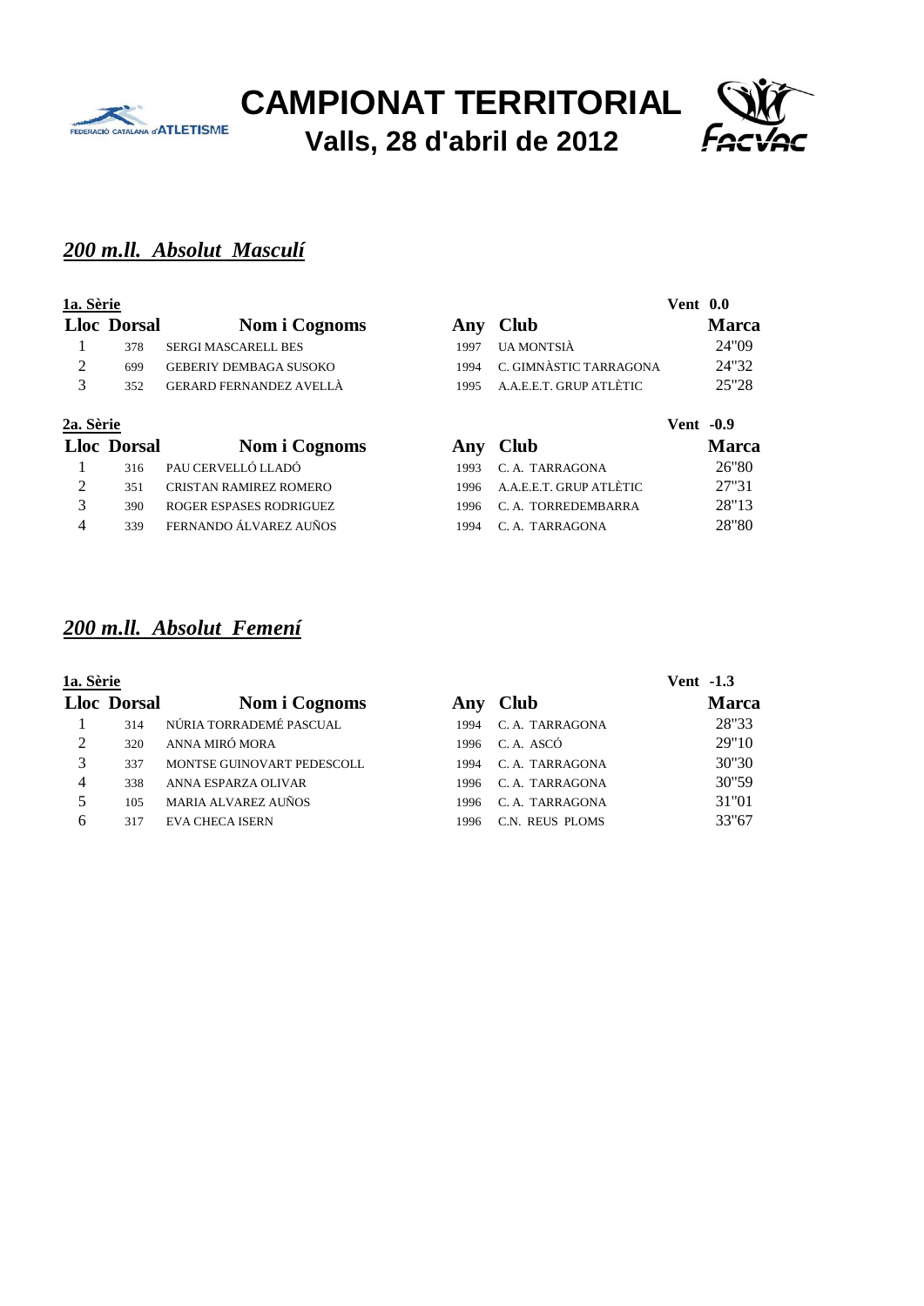# CAMPIONAT TERRITORIAL

## Valls, 28 d'abril de 2012

### *200 m.ll. Absolut Masculí*

**1a. Sèrie** — **Vent 0.0**

| Lloc | Dorsal | Nom i Cognoms | Any | Club | Marca |
|---|---|---|---|---|---|
| 1 | 378 | SERGI MASCARELL BES | 1997 | UA MONTSIÀ | 24"09 |
| 2 | 699 | GEBERIY DEMBAGA SUSOKO | 1994 | C. GIMNÀSTIC TARRAGONA | 24"32 |
| 3 | 352 | GERARD FERNANDEZ AVELLÀ | 1995 | A.A.E.E.T. GRUP ATLÈTIC | 25"28 |

**2a. Sèrie** — **Vent -0.9**

| Lloc | Dorsal | Nom i Cognoms | Any | Club | Marca |
|---|---|---|---|---|---|
| 1 | 316 | PAU CERVELLÓ LLADÓ | 1993 | C. A. TARRAGONA | 26"80 |
| 2 | 351 | CRISTAN RAMIREZ ROMERO | 1996 | A.A.E.E.T. GRUP ATLÈTIC | 27"31 |
| 3 | 390 | ROGER ESPASES RODRIGUEZ | 1996 | C. A. TORREDEMBARRA | 28"13 |
| 4 | 339 | FERNANDO ÁLVAREZ AUÑOS | 1994 | C. A. TARRAGONA | 28"80 |

### *200 m.ll. Absolut Femení*

**1a. Sèrie** — **Vent -1.3**

| Lloc | Dorsal | Nom i Cognoms | Any | Club | Marca |
|---|---|---|---|---|---|
| 1 | 314 | NÚRIA TORRADEMÉ PASCUAL | 1994 | C. A. TARRAGONA | 28"33 |
| 2 | 320 | ANNA MIRÓ MORA | 1996 | C. A. ASCÓ | 29"10 |
| 3 | 337 | MONTSE GUINOVART PEDESCOLL | 1994 | C. A. TARRAGONA | 30"30 |
| 4 | 338 | ANNA ESPARZA OLIVAR | 1996 | C. A. TARRAGONA | 30"59 |
| 5 | 105 | MARIA ALVAREZ AUÑOS | 1996 | C. A. TARRAGONA | 31"01 |
| 6 | 317 | EVA CHECA ISERN | 1996 | C.N. REUS PLOMS | 33"67 |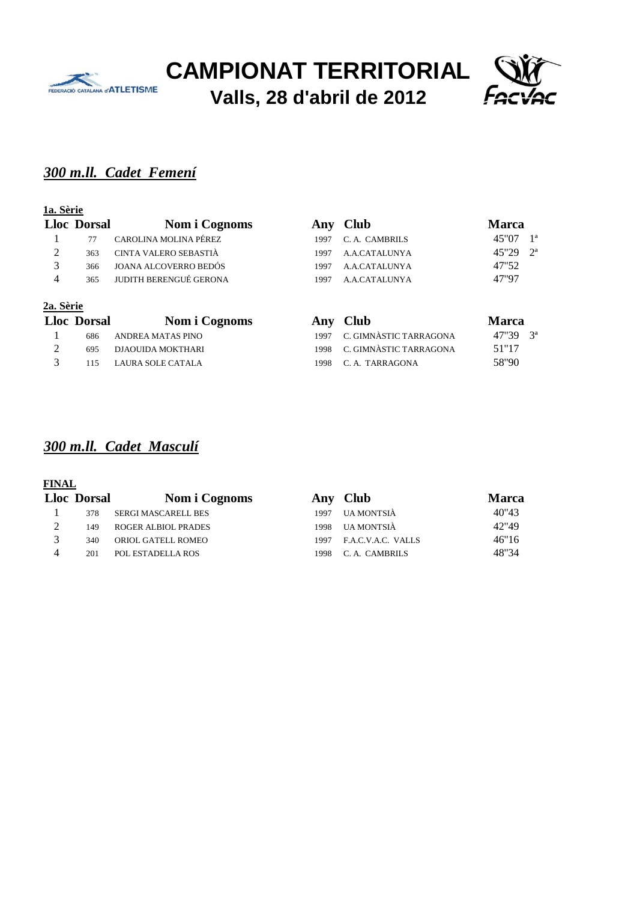# CAMPIONAT TERRITORIAL

## Valls, 28 d'abril de 2012

### *300 m.ll. Cadet Femení*

**1a. Sèrie**

| Lloc | Dorsal | Nom i Cognoms | Any | Club | Marca | |
|---|---|---|---|---|---|---|
| 1 | 77 | CAROLINA MOLINA PÉREZ | 1997 | C. A. CAMBRILS | 45"07 | 1ª |
| 2 | 363 | CINTA VALERO SEBASTIÀ | 1997 | A.A.CATALUNYA | 45"29 | 2ª |
| 3 | 366 | JOANA ALCOVERRO BEDÓS | 1997 | A.A.CATALUNYA | 47"52 | |
| 4 | 365 | JUDITH BERENGUÉ GERONA | 1997 | A.A.CATALUNYA | 47"97 | |

**2a. Sèrie**

| Lloc | Dorsal | Nom i Cognoms | Any | Club | Marca | |
|---|---|---|---|---|---|---|
| 1 | 686 | ANDREA MATAS PINO | 1997 | C. GIMNÀSTIC TARRAGONA | 47"39 | 3ª |
| 2 | 695 | DJAOUIDA MOKTHARI | 1998 | C. GIMNÀSTIC TARRAGONA | 51"17 | |
| 3 | 115 | LAURA SOLE CATALA | 1998 | C. A. TARRAGONA | 58"90 | |

### *300 m.ll. Cadet Masculí*

**FINAL**

| Lloc | Dorsal | Nom i Cognoms | Any | Club | Marca |
|---|---|---|---|---|---|
| 1 | 378 | SERGI MASCARELL BES | 1997 | UA MONTSIÀ | 40"43 |
| 2 | 149 | ROGER ALBIOL PRADES | 1998 | UA MONTSIÀ | 42"49 |
| 3 | 340 | ORIOL GATELL ROMEO | 1997 | F.A.C.V.A.C. VALLS | 46"16 |
| 4 | 201 | POL ESTADELLA ROS | 1998 | C. A. CAMBRILS | 48"34 |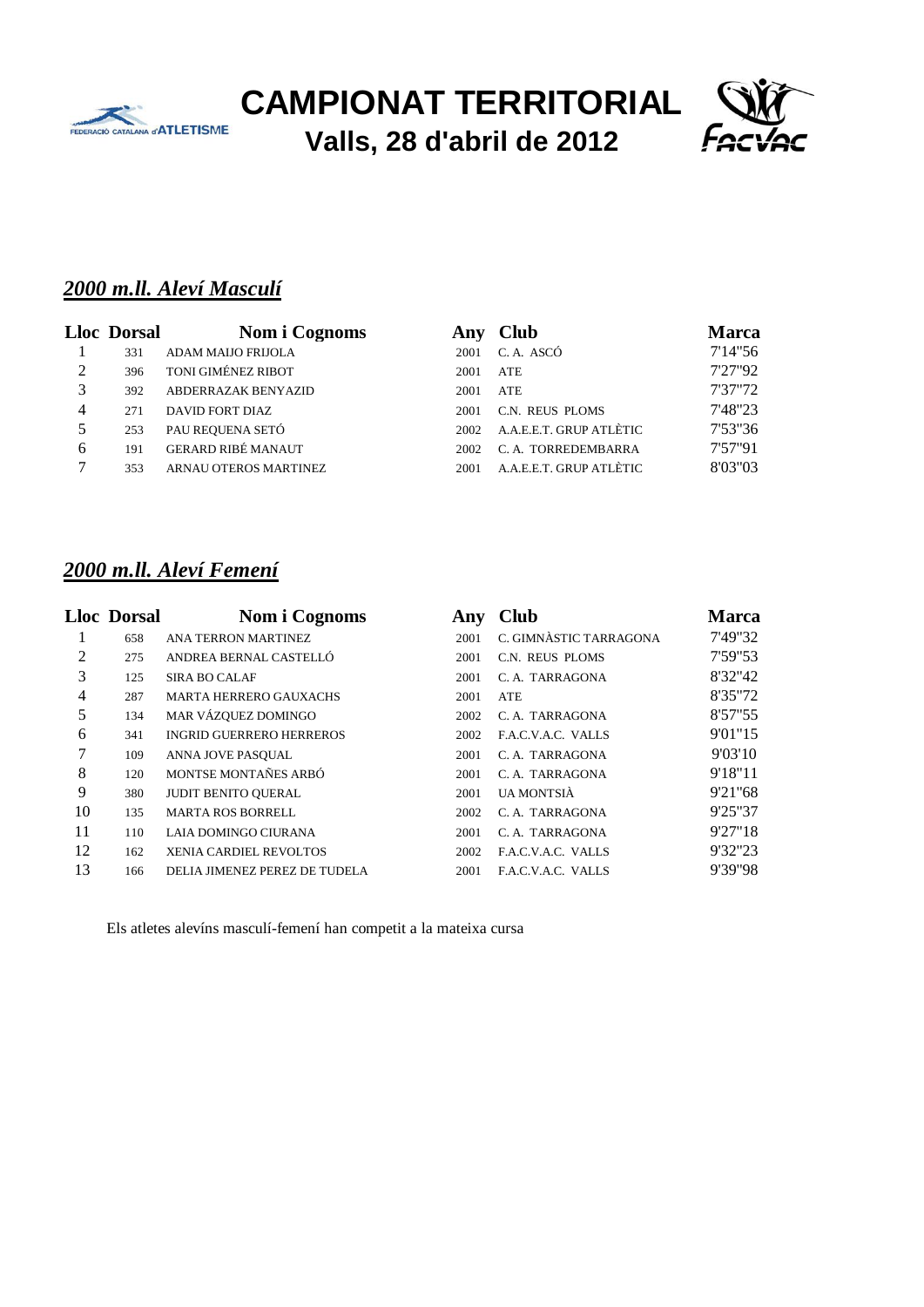# CAMPIONAT TERRITORIAL

## Valls, 28 d'abril de 2012

### *2000 m.ll. Aleví Masculí*

| Lloc | Dorsal | Nom i Cognoms | Any | Club | Marca |
|---|---|---|---|---|---|
| 1 | 331 | ADAM MAIJO FRIJOLA | 2001 | C. A. ASCÓ | 7'14"56 |
| 2 | 396 | TONI GIMÉNEZ RIBOT | 2001 | ATE | 7'27"92 |
| 3 | 392 | ABDERRAZAK BENYAZID | 2001 | ATE | 7'37"72 |
| 4 | 271 | DAVID FORT DIAZ | 2001 | C.N. REUS PLOMS | 7'48"23 |
| 5 | 253 | PAU REQUENA SETÓ | 2002 | A.A.E.E.T. GRUP ATLÈTIC | 7'53"36 |
| 6 | 191 | GERARD RIBÉ MANAUT | 2002 | C. A. TORREDEMBARRA | 7'57"91 |
| 7 | 353 | ARNAU OTEROS MARTINEZ | 2001 | A.A.E.E.T. GRUP ATLÈTIC | 8'03"03 |

### *2000 m.ll. Aleví Femení*

| Lloc | Dorsal | Nom i Cognoms | Any | Club | Marca |
|---|---|---|---|---|---|
| 1 | 658 | ANA TERRON MARTINEZ | 2001 | C. GIMNÀSTIC TARRAGONA | 7'49"32 |
| 2 | 275 | ANDREA BERNAL CASTELLÓ | 2001 | C.N. REUS PLOMS | 7'59"53 |
| 3 | 125 | SIRA BO CALAF | 2001 | C. A. TARRAGONA | 8'32"42 |
| 4 | 287 | MARTA HERRERO GAUXACHS | 2001 | ATE | 8'35"72 |
| 5 | 134 | MAR VÁZQUEZ DOMINGO | 2002 | C. A. TARRAGONA | 8'57"55 |
| 6 | 341 | INGRID GUERRERO HERREROS | 2002 | F.A.C.V.A.C. VALLS | 9'01"15 |
| 7 | 109 | ANNA JOVE PASQUAL | 2001 | C. A. TARRAGONA | 9'03'10 |
| 8 | 120 | MONTSE MONTAÑES ARBÓ | 2001 | C. A. TARRAGONA | 9'18"11 |
| 9 | 380 | JUDIT BENITO QUERAL | 2001 | UA MONTSIÀ | 9'21"68 |
| 10 | 135 | MARTA ROS BORRELL | 2002 | C. A. TARRAGONA | 9'25"37 |
| 11 | 110 | LAIA DOMINGO CIURANA | 2001 | C. A. TARRAGONA | 9'27"18 |
| 12 | 162 | XENIA CARDIEL REVOLTOS | 2002 | F.A.C.V.A.C. VALLS | 9'32"23 |
| 13 | 166 | DELIA JIMENEZ PEREZ DE TUDELA | 2001 | F.A.C.V.A.C. VALLS | 9'39"98 |

Els atletes alevíns masculí-femení han competit a la mateixa cursa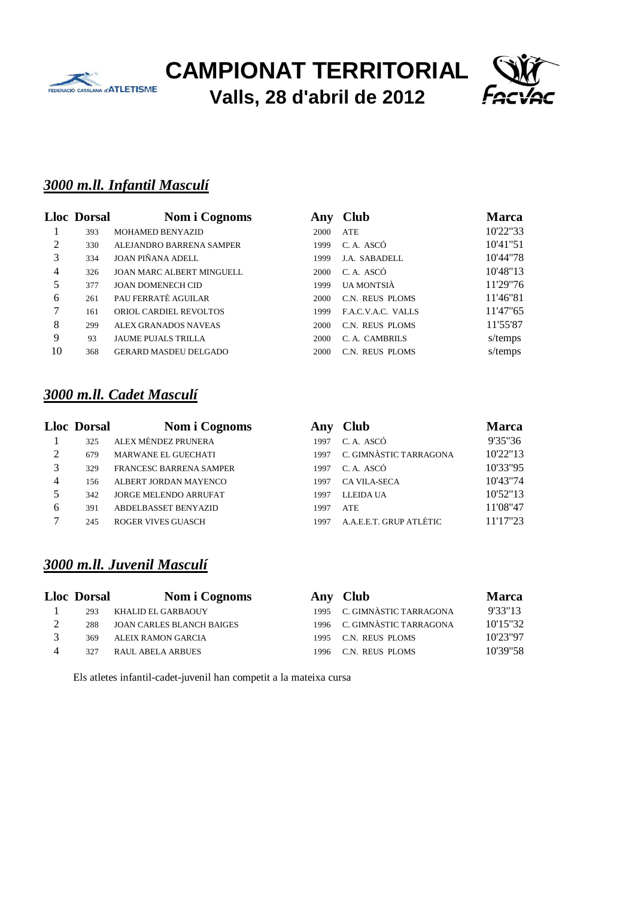# CAMPIONAT TERRITORIAL

## Valls, 28 d'abril de 2012

### *3000 m.ll. Infantil Masculí*

| Lloc | Dorsal | Nom i Cognoms | Any | Club | Marca |
|---|---|---|---|---|---|
| 1 | 393 | MOHAMED BENYAZID | 2000 | ATE | 10'22"33 |
| 2 | 330 | ALEJANDRO BARRENA SAMPER | 1999 | C. A. ASCÓ | 10'41"51 |
| 3 | 334 | JOAN PIÑANA ADELL | 1999 | J.A. SABADELL | 10'44"78 |
| 4 | 326 | JOAN MARC ALBERT MINGUELL | 2000 | C. A. ASCÓ | 10'48"13 |
| 5 | 377 | JOAN DOMENECH CID | 1999 | UA MONTSIÀ | 11'29"76 |
| 6 | 261 | PAU FERRATÉ AGUILAR | 2000 | C.N. REUS PLOMS | 11'46"81 |
| 7 | 161 | ORIOL CARDIEL REVOLTOS | 1999 | F.A.C.V.A.C. VALLS | 11'47"65 |
| 8 | 299 | ALEX GRANADOS NAVEAS | 2000 | C.N. REUS PLOMS | 11'55"87 |
| 9 | 93 | JAUME PUJALS TRILLA | 2000 | C. A. CAMBRILS | s/temps |
| 10 | 368 | GERARD MASDEU DELGADO | 2000 | C.N. REUS PLOMS | s/temps |

### *3000 m.ll. Cadet Masculí*

| Lloc | Dorsal | Nom i Cognoms | Any | Club | Marca |
|---|---|---|---|---|---|
| 1 | 325 | ALEX MÉNDEZ PRUNERA | 1997 | C. A. ASCÓ | 9'35"36 |
| 2 | 679 | MARWANE EL GUECHATI | 1997 | C. GIMNÀSTIC TARRAGONA | 10'22"13 |
| 3 | 329 | FRANCESC BARRENA SAMPER | 1997 | C. A. ASCÓ | 10'33"95 |
| 4 | 156 | ALBERT JORDAN MAYENCO | 1997 | CA VILA-SECA | 10'43"74 |
| 5 | 342 | JORGE MELENDO ARRUFAT | 1997 | LLEIDA UA | 10'52"13 |
| 6 | 391 | ABDELBASSET BENYAZID | 1997 | ATE | 11'08"47 |
| 7 | 245 | ROGER VIVES GUASCH | 1997 | A.A.E.E.T. GRUP ATLÈTIC | 11'17"23 |

### *3000 m.ll. Juvenil Masculí*

| Lloc | Dorsal | Nom i Cognoms | Any | Club | Marca |
|---|---|---|---|---|---|
| 1 | 293 | KHALID EL GARBAOUY | 1995 | C. GIMNÀSTIC TARRAGONA | 9'33"13 |
| 2 | 288 | JOAN CARLES BLANCH BAIGES | 1996 | C. GIMNÀSTIC TARRAGONA | 10'15"32 |
| 3 | 369 | ALEIX RAMON GARCIA | 1995 | C.N. REUS PLOMS | 10'23"97 |
| 4 | 327 | RAUL ABELA ARBUES | 1996 | C.N. REUS PLOMS | 10'39"58 |

Els atletes infantil-cadet-juvenil han competit a la mateixa cursa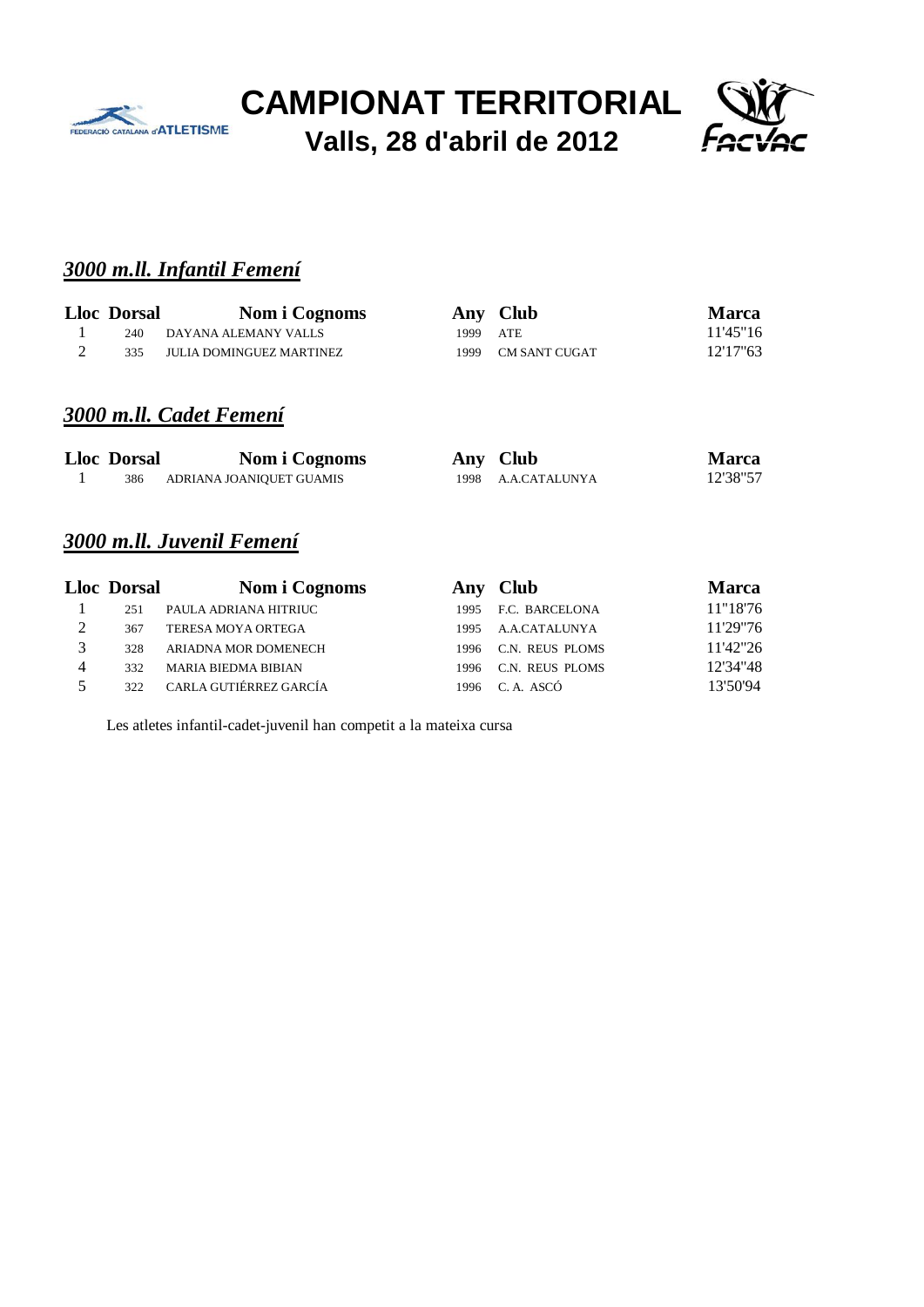# CAMPIONAT TERRITORIAL

## Valls, 28 d'abril de 2012

### *3000 m.ll. Infantil Femení*

| Lloc | Dorsal | Nom i Cognoms | Any | Club | Marca |
|---|---|---|---|---|---|
| 1 | 240 | DAYANA ALEMANY VALLS | 1999 | ATE | 11'45"16 |
| 2 | 335 | JULIA DOMINGUEZ MARTINEZ | 1999 | CM SANT CUGAT | 12'17"63 |

### *3000 m.ll. Cadet Femení*

| Lloc | Dorsal | Nom i Cognoms | Any | Club | Marca |
|---|---|---|---|---|---|
| 1 | 386 | ADRIANA JOANIQUET GUAMIS | 1998 | A.A.CATALUNYA | 12'38"57 |

### *3000 m.ll. Juvenil Femení*

| Lloc | Dorsal | Nom i Cognoms | Any | Club | Marca |
|---|---|---|---|---|---|
| 1 | 251 | PAULA ADRIANA HITRIUC | 1995 | F.C. BARCELONA | 11"18'76 |
| 2 | 367 | TERESA MOYA ORTEGA | 1995 | A.A.CATALUNYA | 11'29"76 |
| 3 | 328 | ARIADNA MOR DOMENECH | 1996 | C.N. REUS PLOMS | 11'42"26 |
| 4 | 332 | MARIA BIEDMA BIBIAN | 1996 | C.N. REUS PLOMS | 12'34"48 |
| 5 | 322 | CARLA GUTIÉRREZ GARCÍA | 1996 | C. A. ASCÓ | 13'50'94 |

Les atletes infantil-cadet-juvenil han competit a la mateixa cursa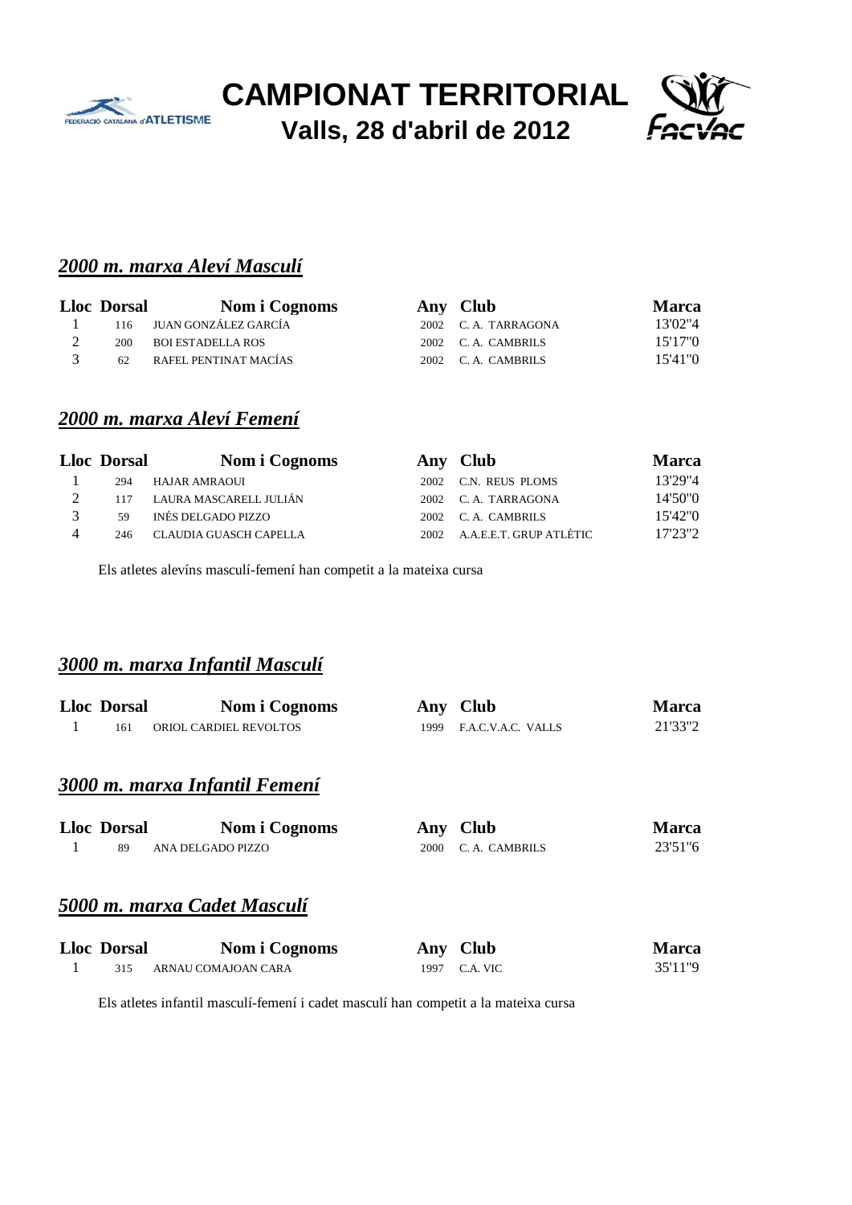# CAMPIONAT TERRITORIAL

## Valls, 28 d'abril de 2012

### *2000 m. marxa Aleví Masculí*

| Lloc | Dorsal | Nom i Cognoms | Any | Club | Marca |
|---|---|---|---|---|---|
| 1 | 116 | JUAN GONZÁLEZ GARCÍA | 2002 | C. A. TARRAGONA | 13'02"4 |
| 2 | 200 | BOI ESTADELLA ROS | 2002 | C. A. CAMBRILS | 15'17"0 |
| 3 | 62 | RAFEL PENTINAT MACÍAS | 2002 | C. A. CAMBRILS | 15'41"0 |

### *2000 m. marxa Aleví Femení*

| Lloc | Dorsal | Nom i Cognoms | Any | Club | Marca |
|---|---|---|---|---|---|
| 1 | 294 | HAJAR AMRAOUI | 2002 | C.N. REUS PLOMS | 13'29"4 |
| 2 | 117 | LAURA MASCARELL JULIÁN | 2002 | C. A. TARRAGONA | 14'50"0 |
| 3 | 59 | INÉS DELGADO PIZZO | 2002 | C. A. CAMBRILS | 15'42"0 |
| 4 | 246 | CLAUDIA GUASCH CAPELLA | 2002 | A.A.E.E.T. GRUP ATLÈTIC | 17'23"2 |

Els atletes alevíns masculí-femení han competit a la mateixa cursa

### *3000 m. marxa Infantil Masculí*

| Lloc | Dorsal | Nom i Cognoms | Any | Club | Marca |
|---|---|---|---|---|---|
| 1 | 161 | ORIOL CARDIEL REVOLTOS | 1999 | F.A.C.V.A.C. VALLS | 21'33"2 |

### *3000 m. marxa Infantil Femení*

| Lloc | Dorsal | Nom i Cognoms | Any | Club | Marca |
|---|---|---|---|---|---|
| 1 | 89 | ANA DELGADO PIZZO | 2000 | C. A. CAMBRILS | 23'51"6 |

### *5000 m. marxa Cadet Masculí*

| Lloc | Dorsal | Nom i Cognoms | Any | Club | Marca |
|---|---|---|---|---|---|
| 1 | 315 | ARNAU COMAJOAN CARA | 1997 | C.A. VIC | 35'11"9 |

Els atletes infantil masculí-femení i cadet masculí han competit a la mateixa cursa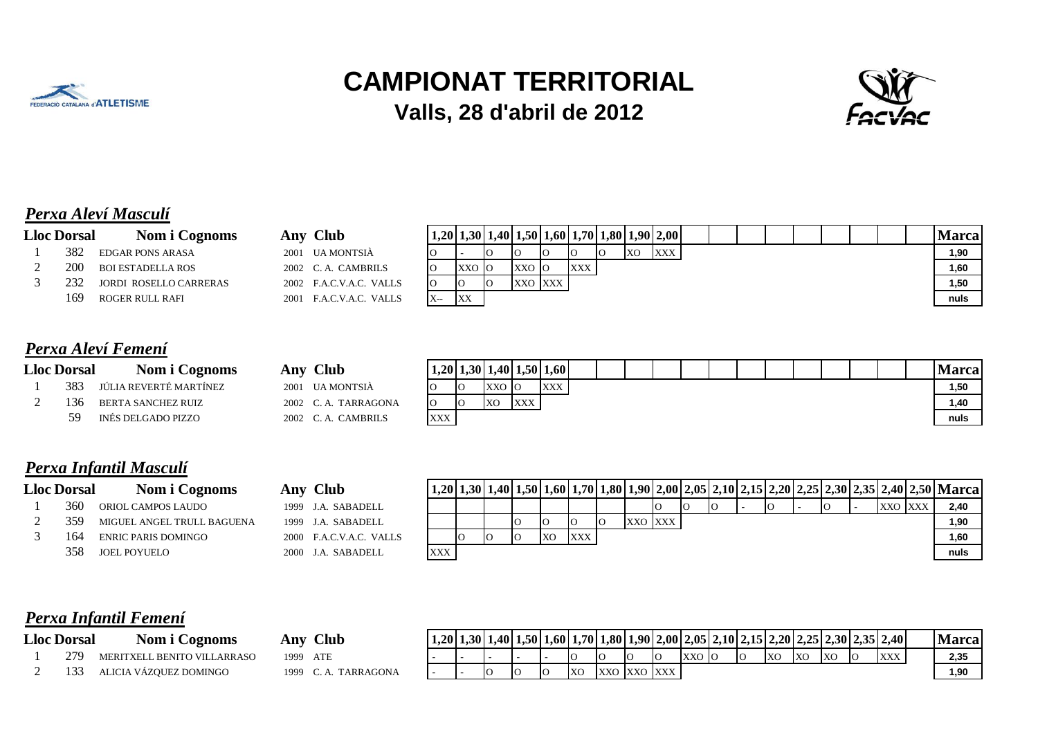# CAMPIONAT TERRITORIAL

## Valls, 28 d'abril de 2012

### *Perxa Aleví Masculí*

| Lloc | Dorsal | Nom i Cognoms | Any | Club | 1,20 | 1,30 | 1,40 | 1,50 | 1,60 | 1,70 | 1,80 | 1,90 | 2,00 | Marca |
|---|---|---|---|---|---|---|---|---|---|---|---|---|---|---|
| 1 | 382 | EDGAR PONS ARASA | 2001 | UA MONTSIÀ | O | - | O | O | O | O | O | XO | XXX | 1,90 |
| 2 | 200 | BOI ESTADELLA ROS | 2002 | C. A. CAMBRILS | O | XXO | O | XXO | O | XXX | | | | 1,60 |
| 3 | 232 | JORDI ROSELLO CARRERAS | 2002 | F.A.C.V.A.C. VALLS | O | O | O | XXO | XXX | | | | | 1,50 |
| | 169 | ROGER RULL RAFI | 2001 | F.A.C.V.A.C. VALLS | X-- | XX | | | | | | | | nuls |

### *Perxa Aleví Femení*

| Lloc | Dorsal | Nom i Cognoms | Any | Club | 1,20 | 1,30 | 1,40 | 1,50 | 1,60 | Marca |
|---|---|---|---|---|---|---|---|---|---|---|
| 1 | 383 | JÚLIA REVERTÉ MARTÍNEZ | 2001 | UA MONTSIÀ | O | O | XXO | O | XXX | 1,50 |
| 2 | 136 | BERTA SANCHEZ RUIZ | 2002 | C. A. TARRAGONA | O | O | XO | XXX | | 1,40 |
| | 59 | INÉS DELGADO PIZZO | 2002 | C. A. CAMBRILS | XXX | | | | | nuls |

### *Perxa Infantil Masculí*

| Lloc | Dorsal | Nom i Cognoms | Any | Club | 1,20 | 1,30 | 1,40 | 1,50 | 1,60 | 1,70 | 1,80 | 1,90 | 2,00 | 2,05 | 2,10 | 2,15 | 2,20 | 2,25 | 2,30 | 2,35 | 2,40 | 2,50 | Marca |
|---|---|---|---|---|---|---|---|---|---|---|---|---|---|---|---|---|---|---|---|---|---|---|---|
| 1 | 360 | ORIOL CAMPOS LAUDO | 1999 | J.A. SABADELL | | | | | | | | | O | O | O | - | O | - | O | - | XXO | XXX | 2,40 |
| 2 | 359 | MIGUEL ANGEL TRULL BAGUENA | 1999 | J.A. SABADELL | | | | O | O | O | O | XXO | XXX | | | | | | | | | | 1,90 |
| 3 | 164 | ENRIC PARIS DOMINGO | 2000 | F.A.C.V.A.C. VALLS | | O | O | O | XO | XXX | | | | | | | | | | | | | 1,60 |
| | 358 | JOEL POYUELO | 2000 | J.A. SABADELL | XXX | | | | | | | | | | | | | | | | | | nuls |

### *Perxa Infantil Femení*

| Lloc | Dorsal | Nom i Cognoms | Any | Club | 1,20 | 1,30 | 1,40 | 1,50 | 1,60 | 1,70 | 1,80 | 1,90 | 2,00 | 2,05 | 2,10 | 2,15 | 2,20 | 2,25 | 2,30 | 2,35 | 2,40 | Marca |
|---|---|---|---|---|---|---|---|---|---|---|---|---|---|---|---|---|---|---|---|---|---|---|
| 1 | 279 | MERITXELL BENITO VILLARRASO | 1999 | ATE | - | - | - | - | - | O | O | O | O | XXO | O | O | XO | XO | XO | O | XXX | 2,35 |
| 2 | 133 | ALICIA VÁZQUEZ DOMINGO | 1999 | C. A. TARRAGONA | - | - | O | O | O | XO | XXO | XXO | XXX | | | | | | | | | 1,90 |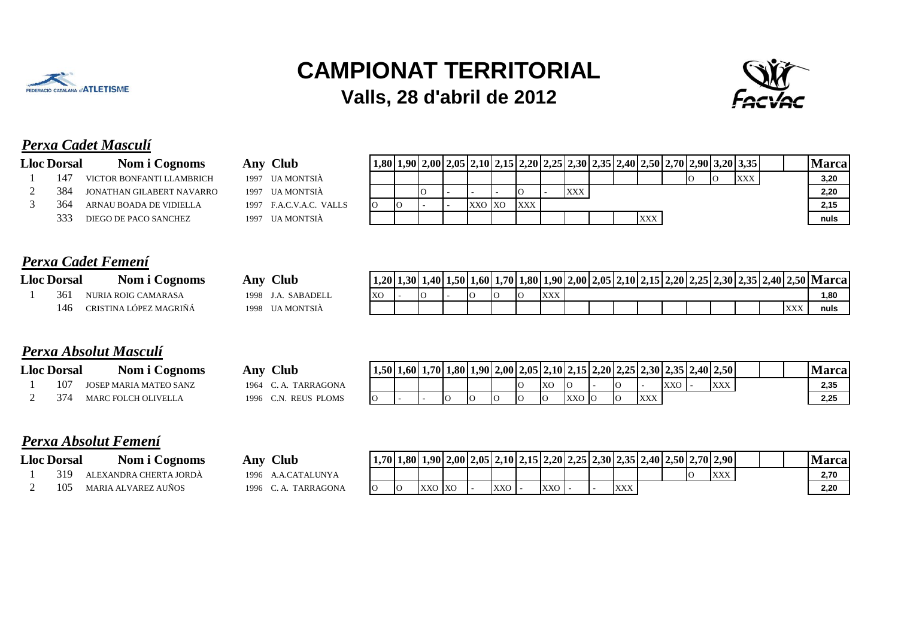# CAMPIONAT TERRITORIAL

## Valls, 28 d'abril de 2012

### *Perxa Cadet Masculí*

| Lloc | Dorsal | Nom i Cognoms | Any | Club | 1,80 | 1,90 | 2,00 | 2,05 | 2,10 | 2,15 | 2,20 | 2,25 | 2,30 | 2,35 | 2,40 | 2,50 | 2,70 | 2,90 | 3,20 | 3,35 | | | Marca |
|---|---|---|---|---|---|---|---|---|---|---|---|---|---|---|---|---|---|---|---|---|---|---|---|
| 1 | 147 | VICTOR BONFANTI LLAMBRICH | 1997 | UA MONTSIÀ | | | | | | | | | | | | | | O | O | XXX | | | 3,20 |
| 2 | 384 | JONATHAN GILABERT NAVARRO | 1997 | UA MONTSIÀ | | | O | - | - | - | O | - | XXX | | | | | | | | | | 2,20 |
| 3 | 364 | ARNAU BOADA DE VIDIELLA | 1997 | F.A.C.V.A.C. VALLS | O | O | - | - | XXO | XO | XXX | | | | | | | | | | | | 2,15 |
| | 333 | DIEGO DE PACO SANCHEZ | 1997 | UA MONTSIÀ | | | | | | | | | | | | XXX | | | | | | | nuls |

### *Perxa Cadet Femení*

| Lloc | Dorsal | Nom i Cognoms | Any | Club | 1,20 | 1,30 | 1,40 | 1,50 | 1,60 | 1,70 | 1,80 | 1,90 | 2,00 | 2,05 | 2,10 | 2,15 | 2,20 | 2,25 | 2,30 | 2,35 | 2,40 | 2,50 | Marca |
|---|---|---|---|---|---|---|---|---|---|---|---|---|---|---|---|---|---|---|---|---|---|---|---|
| 1 | 361 | NURIA ROIG CAMARASA | 1998 | J.A. SABADELL | XO | - | O | - | O | O | O | XXX | | | | | | | | | | | 1,80 |
| | 146 | CRISTINA LÓPEZ MAGRIÑÁ | 1998 | UA MONTSIÀ | | | | | | | | | | | | | | | | | | XXX | nuls |

### *Perxa Absolut Masculí*

| Lloc | Dorsal | Nom i Cognoms | Any | Club | 1,50 | 1,60 | 1,70 | 1,80 | 1,90 | 2,00 | 2,05 | 2,10 | 2,15 | 2,20 | 2,25 | 2,30 | 2,35 | 2,40 | 2,50 | | | | Marca |
|---|---|---|---|---|---|---|---|---|---|---|---|---|---|---|---|---|---|---|---|---|---|---|---|
| 1 | 107 | JOSEP MARIA MATEO SANZ | 1964 | C. A. TARRAGONA | | | | | | | O | XO | O | - | O | - | XXO | - | XXX | | | | 2,35 |
| 2 | 374 | MARC FOLCH OLIVELLA | 1996 | C.N. REUS PLOMS | O | - | - | O | O | O | O | O | XXO | O | O | XXX | | | | | | | 2,25 |

### *Perxa Absolut Femení*

| Lloc | Dorsal | Nom i Cognoms | Any | Club | 1,70 | 1,80 | 1,90 | 2,00 | 2,05 | 2,10 | 2,15 | 2,20 | 2,25 | 2,30 | 2,35 | 2,40 | 2,50 | 2,70 | 2,90 | | | | Marca |
|---|---|---|---|---|---|---|---|---|---|---|---|---|---|---|---|---|---|---|---|---|---|---|---|
| 1 | 319 | ALEXANDRA CHERTA JORDÀ | 1996 | A.A.CATALUNYA | | | | | | | | | | | | | | O | XXX | | | | 2,70 |
| 2 | 105 | MARIA ALVAREZ AUÑOS | 1996 | C. A. TARRAGONA | O | O | XXO | XO | - | XXO | - | XXO | - | - | XXX | | | | | | | | 2,20 |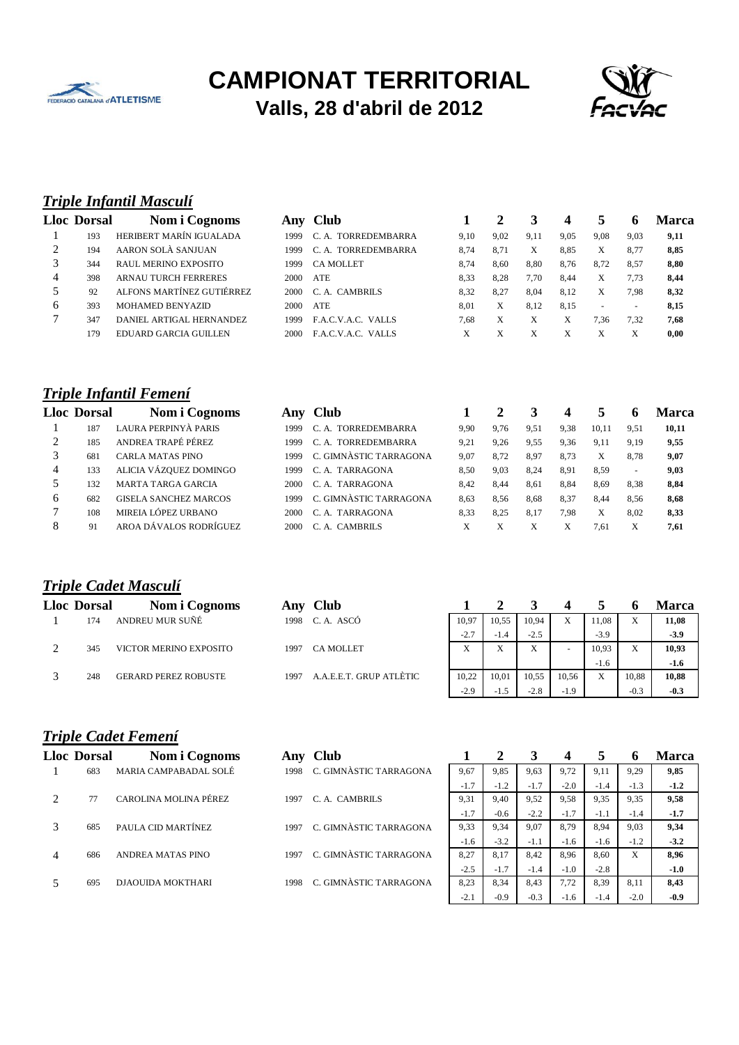# CAMPIONAT TERRITORIAL

## Valls, 28 d'abril de 2012

### *Triple Infantil Masculí*

| Lloc | Dorsal | Nom i Cognoms | Any | Club | 1 | 2 | 3 | 4 | 5 | 6 | Marca |
|---|---|---|---|---|---|---|---|---|---|---|---|
| 1 | 193 | HERIBERT MARÍN IGUALADA | 1999 | C. A. TORREDEMBARRA | 9,10 | 9,02 | 9,11 | 9,05 | 9,08 | 9,03 | **9,11** |
| 2 | 194 | AARON SOLÀ SANJUAN | 1999 | C. A. TORREDEMBARRA | 8,74 | 8,71 | X | 8,85 | X | 8,77 | **8,85** |
| 3 | 344 | RAUL MERINO EXPOSITO | 1999 | CA MOLLET | 8,74 | 8,60 | 8,80 | 8,76 | 8,72 | 8,57 | **8,80** |
| 4 | 398 | ARNAU TURCH FERRERES | 2000 | ATE | 8,33 | 8,28 | 7,70 | 8,44 | X | 7,73 | **8,44** |
| 5 | 92 | ALFONS MARTÍNEZ GUTIÉRREZ | 2000 | C. A. CAMBRILS | 8,32 | 8,27 | 8,04 | 8,12 | X | 7,98 | **8,32** |
| 6 | 393 | MOHAMED BENYAZID | 2000 | ATE | 8,01 | X | 8,12 | 8,15 | - | - | **8,15** |
| 7 | 347 | DANIEL ARTIGAL HERNANDEZ | 1999 | F.A.C.V.A.C. VALLS | 7,68 | X | X | X | 7,36 | 7,32 | **7,68** |
| | 179 | EDUARD GARCIA GUILLEN | 2000 | F.A.C.V.A.C. VALLS | X | X | X | X | X | X | **0,00** |

### *Triple Infantil Femení*

| Lloc | Dorsal | Nom i Cognoms | Any | Club | 1 | 2 | 3 | 4 | 5 | 6 | Marca |
|---|---|---|---|---|---|---|---|---|---|---|---|
| 1 | 187 | LAURA PERPINYÀ PARIS | 1999 | C. A. TORREDEMBARRA | 9,90 | 9,76 | 9,51 | 9,38 | 10,11 | 9,51 | **10,11** |
| 2 | 185 | ANDREA TRAPÉ PÉREZ | 1999 | C. A. TORREDEMBARRA | 9,21 | 9,26 | 9,55 | 9,36 | 9,11 | 9,19 | **9,55** |
| 3 | 681 | CARLA MATAS PINO | 1999 | C. GIMNÀSTIC TARRAGONA | 9,07 | 8,72 | 8,97 | 8,73 | X | 8,78 | **9,07** |
| 4 | 133 | ALICIA VÁZQUEZ DOMINGO | 1999 | C. A. TARRAGONA | 8,50 | 9,03 | 8,24 | 8,91 | 8,59 | - | **9,03** |
| 5 | 132 | MARTA TARGA GARCIA | 2000 | C. A. TARRAGONA | 8,42 | 8,44 | 8,61 | 8,84 | 8,69 | 8,38 | **8,84** |
| 6 | 682 | GISELA SANCHEZ MARCOS | 1999 | C. GIMNÀSTIC TARRAGONA | 8,63 | 8,56 | 8,68 | 8,37 | 8,44 | 8,56 | **8,68** |
| 7 | 108 | MIREIA LÓPEZ URBANO | 2000 | C. A. TARRAGONA | 8,33 | 8,25 | 8,17 | 7,98 | X | 8,02 | **8,33** |
| 8 | 91 | AROA DÁVALOS RODRÍGUEZ | 2000 | C. A. CAMBRILS | X | X | X | X | 7,61 | X | **7,61** |

### *Triple Cadet Masculí*

| Lloc | Dorsal | Nom i Cognoms | Any | Club | 1 | 2 | 3 | 4 | 5 | 6 | Marca |
|---|---|---|---|---|---|---|---|---|---|---|---|
| 1 | 174 | ANDREU MUR SUÑÉ | 1998 | C. A. ASCÓ | 10,97 | 10,55 | 10,94 | X | 11,08 | X | **11,08** |
| | | | | | -2.7 | -1.4 | -2.5 | | -3.9 | | **-3.9** |
| 2 | 345 | VICTOR MERINO EXPOSITO | 1997 | CA MOLLET | X | X | X | - | 10,93 | X | **10,93** |
| | | | | | | | | | -1.6 | | **-1.6** |
| 3 | 248 | GERARD PEREZ ROBUSTE | 1997 | A.A.E.E.T. GRUP ATLÈTIC | 10,22 | 10,01 | 10,55 | 10,56 | X | 10,88 | **10,88** |
| | | | | | -2.9 | -1.5 | -2.8 | -1.9 | | -0.3 | **-0.3** |

### *Triple Cadet Femení*

| Lloc | Dorsal | Nom i Cognoms | Any | Club | 1 | 2 | 3 | 4 | 5 | 6 | Marca |
|---|---|---|---|---|---|---|---|---|---|---|---|
| 1 | 683 | MARIA CAMPABADAL SOLÉ | 1998 | C. GIMNÀSTIC TARRAGONA | 9,67 | 9,85 | 9,63 | 9,72 | 9,11 | 9,29 | **9,85** |
| | | | | | -1.7 | -1.2 | -1.7 | -2.0 | -1.4 | -1.3 | **-1.2** |
| 2 | 77 | CAROLINA MOLINA PÉREZ | 1997 | C. A. CAMBRILS | 9,31 | 9,40 | 9,52 | 9,58 | 9,35 | 9,35 | **9,58** |
| | | | | | -1.7 | -0.6 | -2.2 | -1.7 | -1.1 | -1.4 | **-1.7** |
| 3 | 685 | PAULA CID MARTÍNEZ | 1997 | C. GIMNÀSTIC TARRAGONA | 9,33 | 9,34 | 9,07 | 8,79 | 8,94 | 9,03 | **9,34** |
| | | | | | -1.6 | -3.2 | -1.1 | -1.6 | -1.6 | -1.2 | **-3.2** |
| 4 | 686 | ANDREA MATAS PINO | 1997 | C. GIMNÀSTIC TARRAGONA | 8,27 | 8,17 | 8,42 | 8,96 | 8,60 | X | **8,96** |
| | | | | | -2.5 | -1.7 | -1.4 | -1.0 | -2.8 | | **-1.0** |
| 5 | 695 | DJAOUIDA MOKTHARI | 1998 | C. GIMNÀSTIC TARRAGONA | 8,23 | 8,34 | 8,43 | 7,72 | 8,39 | 8,11 | **8,43** |
| | | | | | -2.1 | -0.9 | -0.3 | -1.6 | -1.4 | -2.0 | **-0.9** |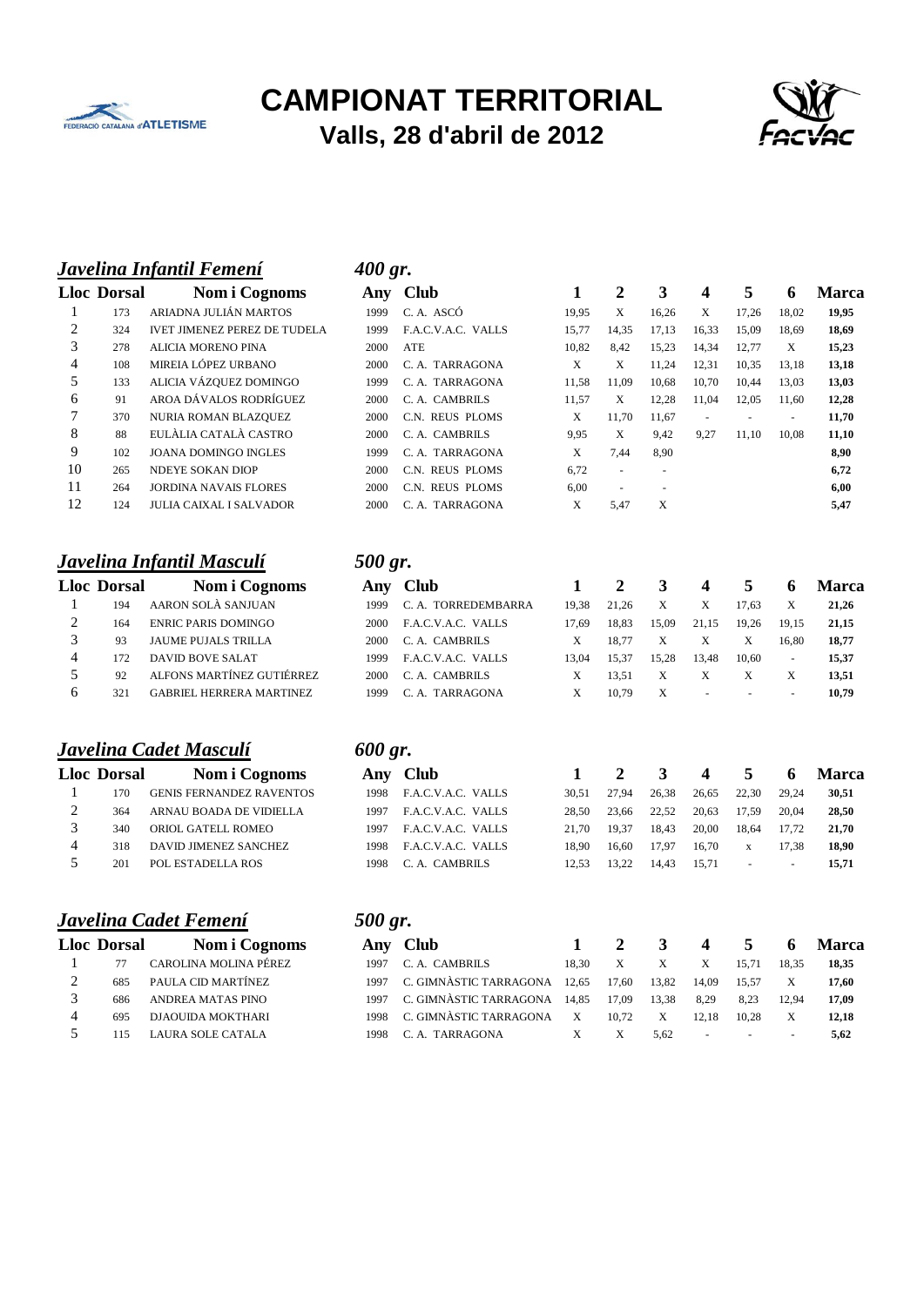# CAMPIONAT TERRITORIAL

## Valls, 28 d'abril de 2012

### *Javelina Infantil Femení* — *400 gr.*

| Lloc | Dorsal | Nom i Cognoms | Any | Club | 1 | 2 | 3 | 4 | 5 | 6 | Marca |
|---|---|---|---|---|---|---|---|---|---|---|---|
| 1 | 173 | ARIADNA JULIÁN MARTOS | 1999 | C. A. ASCÓ | 19,95 | X | 16,26 | X | 17,26 | 18,02 | **19,95** |
| 2 | 324 | IVET JIMENEZ PEREZ DE TUDELA | 1999 | F.A.C.V.A.C. VALLS | 15,77 | 14,35 | 17,13 | 16,33 | 15,09 | 18,69 | **18,69** |
| 3 | 278 | ALICIA MORENO PINA | 2000 | ATE | 10,82 | 8,42 | 15,23 | 14,34 | 12,77 | X | **15,23** |
| 4 | 108 | MIREIA LÓPEZ URBANO | 2000 | C. A. TARRAGONA | X | X | 11,24 | 12,31 | 10,35 | 13,18 | **13,18** |
| 5 | 133 | ALICIA VÁZQUEZ DOMINGO | 1999 | C. A. TARRAGONA | 11,58 | 11,09 | 10,68 | 10,70 | 10,44 | 13,03 | **13,03** |
| 6 | 91 | AROA DÁVALOS RODRÍGUEZ | 2000 | C. A. CAMBRILS | 11,57 | X | 12,28 | 11,04 | 12,05 | 11,60 | **12,28** |
| 7 | 370 | NURIA ROMAN BLAZQUEZ | 2000 | C.N. REUS PLOMS | X | 11,70 | 11,67 | - | - | - | **11,70** |
| 8 | 88 | EULÀLIA CATALÀ CASTRO | 2000 | C. A. CAMBRILS | 9,95 | X | 9,42 | 9,27 | 11,10 | 10,08 | **11,10** |
| 9 | 102 | JOANA DOMINGO INGLES | 1999 | C. A. TARRAGONA | X | 7,44 | 8,90 | | | | **8,90** |
| 10 | 265 | NDEYE SOKAN DIOP | 2000 | C.N. REUS PLOMS | 6,72 | - | - | | | | **6,72** |
| 11 | 264 | JORDINA NAVAIS FLORES | 2000 | C.N. REUS PLOMS | 6,00 | - | - | | | | **6,00** |
| 12 | 124 | JULIA CAIXAL I SALVADOR | 2000 | C. A. TARRAGONA | X | 5,47 | X | | | | **5,47** |

### *Javelina Infantil Masculí* — *500 gr.*

| Lloc | Dorsal | Nom i Cognoms | Any | Club | 1 | 2 | 3 | 4 | 5 | 6 | Marca |
|---|---|---|---|---|---|---|---|---|---|---|---|
| 1 | 194 | AARON SOLÀ SANJUAN | 1999 | C. A. TORREDEMBARRA | 19,38 | 21,26 | X | X | 17,63 | X | **21,26** |
| 2 | 164 | ENRIC PARIS DOMINGO | 2000 | F.A.C.V.A.C. VALLS | 17,69 | 18,83 | 15,09 | 21,15 | 19,26 | 19,15 | **21,15** |
| 3 | 93 | JAUME PUJALS TRILLA | 2000 | C. A. CAMBRILS | X | 18,77 | X | X | X | 16,80 | **18,77** |
| 4 | 172 | DAVID BOVE SALAT | 1999 | F.A.C.V.A.C. VALLS | 13,04 | 15,37 | 15,28 | 13,48 | 10,60 | - | **15,37** |
| 5 | 92 | ALFONS MARTÍNEZ GUTIÉRREZ | 2000 | C. A. CAMBRILS | X | 13,51 | X | X | X | X | **13,51** |
| 6 | 321 | GABRIEL HERRERA MARTINEZ | 1999 | C. A. TARRAGONA | X | 10,79 | X | - | - | - | **10,79** |

### *Javelina Cadet Masculí* — *600 gr.*

| Lloc | Dorsal | Nom i Cognoms | Any | Club | 1 | 2 | 3 | 4 | 5 | 6 | Marca |
|---|---|---|---|---|---|---|---|---|---|---|---|
| 1 | 170 | GENIS FERNANDEZ RAVENTOS | 1998 | F.A.C.V.A.C. VALLS | 30,51 | 27,94 | 26,38 | 26,65 | 22,30 | 29,24 | **30,51** |
| 2 | 364 | ARNAU BOADA DE VIDIELLA | 1997 | F.A.C.V.A.C. VALLS | 28,50 | 23,66 | 22,52 | 20,63 | 17,59 | 20,04 | **28,50** |
| 3 | 340 | ORIOL GATELL ROMEO | 1997 | F.A.C.V.A.C. VALLS | 21,70 | 19,37 | 18,43 | 20,00 | 18,64 | 17,72 | **21,70** |
| 4 | 318 | DAVID JIMENEZ SANCHEZ | 1998 | F.A.C.V.A.C. VALLS | 18,90 | 16,60 | 17,97 | 16,70 | x | 17,38 | **18,90** |
| 5 | 201 | POL ESTADELLA ROS | 1998 | C. A. CAMBRILS | 12,53 | 13,22 | 14,43 | 15,71 | - | - | **15,71** |

### *Javelina Cadet Femení* — *500 gr.*

| Lloc | Dorsal | Nom i Cognoms | Any | Club | 1 | 2 | 3 | 4 | 5 | 6 | Marca |
|---|---|---|---|---|---|---|---|---|---|---|---|
| 1 | 77 | CAROLINA MOLINA PÉREZ | 1997 | C. A. CAMBRILS | 18,30 | X | X | X | 15,71 | 18,35 | **18,35** |
| 2 | 685 | PAULA CID MARTÍNEZ | 1997 | C. GIMNÀSTIC TARRAGONA | 12,65 | 17,60 | 13,82 | 14,09 | 15,57 | X | **17,60** |
| 3 | 686 | ANDREA MATAS PINO | 1997 | C. GIMNÀSTIC TARRAGONA | 14,85 | 17,09 | 13,38 | 8,29 | 8,23 | 12,94 | **17,09** |
| 4 | 695 | DJAOUIDA MOKTHARI | 1998 | C. GIMNÀSTIC TARRAGONA | X | 10,72 | X | 12,18 | 10,28 | X | **12,18** |
| 5 | 115 | LAURA SOLE CATALA | 1998 | C. A. TARRAGONA | X | X | 5,62 | - | - | - | **5,62** |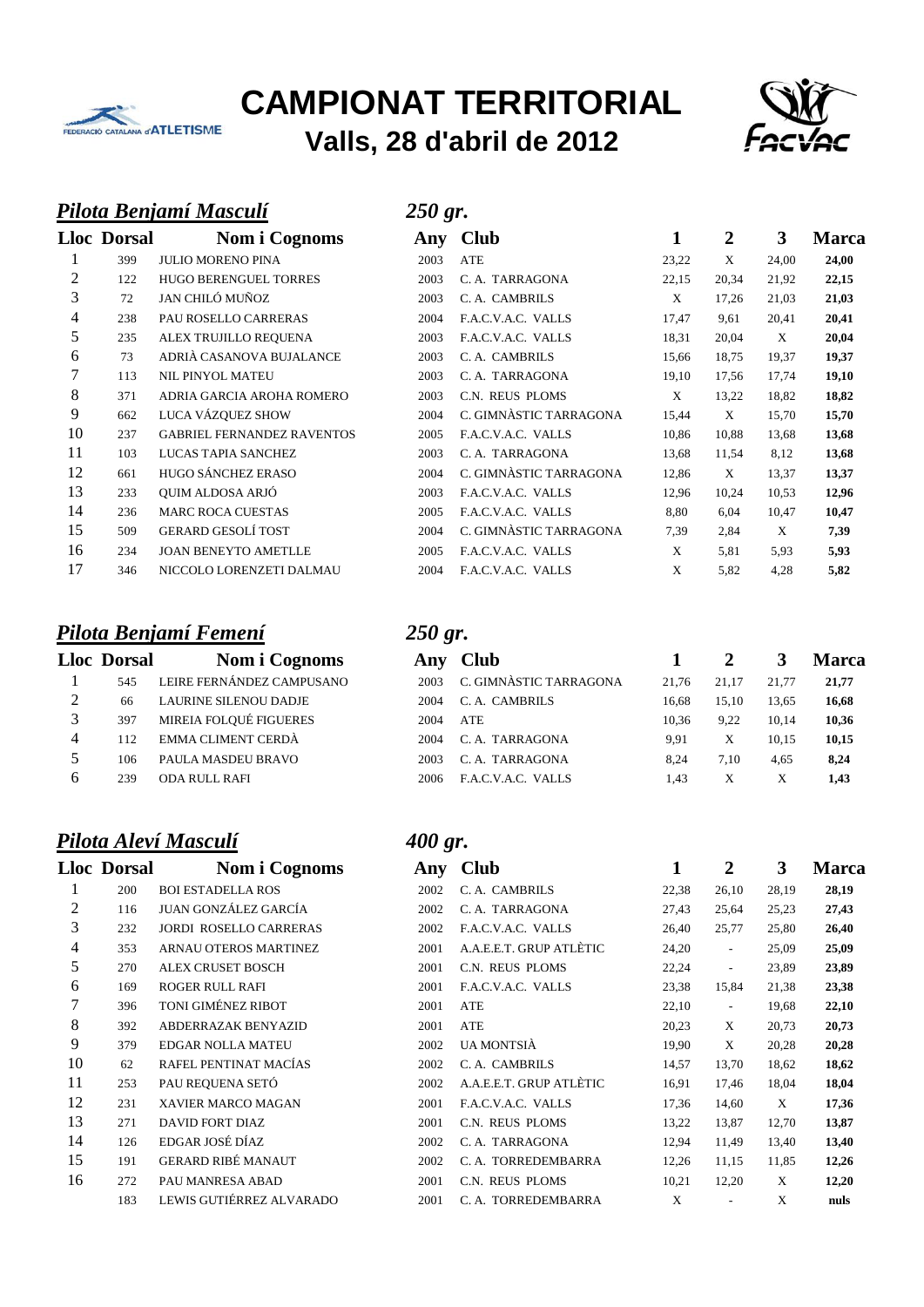# CAMPIONAT TERRITORIAL

## Valls, 28 d'abril de 2012

### *Pilota Benjamí Masculí* — *250 gr.*

| Lloc | Dorsal | Nom i Cognoms | Any | Club | 1 | 2 | 3 | Marca |
|---|---|---|---|---|---|---|---|---|
| 1 | 399 | JULIO MORENO PINA | 2003 | ATE | 23,22 | X | 24,00 | **24,00** |
| 2 | 122 | HUGO BERENGUEL TORRES | 2003 | C. A. TARRAGONA | 22,15 | 20,34 | 21,92 | **22,15** |
| 3 | 72 | JAN CHILÓ MUÑOZ | 2003 | C. A. CAMBRILS | X | 17,26 | 21,03 | **21,03** |
| 4 | 238 | PAU ROSELLO CARRERAS | 2004 | F.A.C.V.A.C. VALLS | 17,47 | 9,61 | 20,41 | **20,41** |
| 5 | 235 | ALEX TRUJILLO REQUENA | 2003 | F.A.C.V.A.C. VALLS | 18,31 | 20,04 | X | **20,04** |
| 6 | 73 | ADRIÀ CASANOVA BUJALANCE | 2003 | C. A. CAMBRILS | 15,66 | 18,75 | 19,37 | **19,37** |
| 7 | 113 | NIL PINYOL MATEU | 2003 | C. A. TARRAGONA | 19,10 | 17,56 | 17,74 | **19,10** |
| 8 | 371 | ADRIA GARCIA AROHA ROMERO | 2003 | C.N. REUS PLOMS | X | 13,22 | 18,82 | **18,82** |
| 9 | 662 | LUCA VÁZQUEZ SHOW | 2004 | C. GIMNÀSTIC TARRAGONA | 15,44 | X | 15,70 | **15,70** |
| 10 | 237 | GABRIEL FERNANDEZ RAVENTOS | 2005 | F.A.C.V.A.C. VALLS | 10,86 | 10,88 | 13,68 | **13,68** |
| 11 | 103 | LUCAS TAPIA SANCHEZ | 2003 | C. A. TARRAGONA | 13,68 | 11,54 | 8,12 | **13,68** |
| 12 | 661 | HUGO SÁNCHEZ ERASO | 2004 | C. GIMNÀSTIC TARRAGONA | 12,86 | X | 13,37 | **13,37** |
| 13 | 233 | QUIM ALDOSA ARJÓ | 2003 | F.A.C.V.A.C. VALLS | 12,96 | 10,24 | 10,53 | **12,96** |
| 14 | 236 | MARC ROCA CUESTAS | 2005 | F.A.C.V.A.C. VALLS | 8,80 | 6,04 | 10,47 | **10,47** |
| 15 | 509 | GERARD GESOLÍ TOST | 2004 | C. GIMNÀSTIC TARRAGONA | 7,39 | 2,84 | X | **7,39** |
| 16 | 234 | JOAN BENEYTO AMETLLE | 2005 | F.A.C.V.A.C. VALLS | X | 5,81 | 5,93 | **5,93** |
| 17 | 346 | NICCOLO LORENZETI DALMAU | 2004 | F.A.C.V.A.C. VALLS | X | 5,82 | 4,28 | **5,82** |

### *Pilota Benjamí Femení* — *250 gr.*

| Lloc | Dorsal | Nom i Cognoms | Any | Club | 1 | 2 | 3 | Marca |
|---|---|---|---|---|---|---|---|---|
| 1 | 545 | LEIRE FERNÁNDEZ CAMPUSANO | 2003 | C. GIMNÀSTIC TARRAGONA | 21,76 | 21,17 | 21,77 | **21,77** |
| 2 | 66 | LAURINE SILENOU DADJE | 2004 | C. A. CAMBRILS | 16,68 | 15,10 | 13,65 | **16,68** |
| 3 | 397 | MIREIA FOLQUÉ FIGUERES | 2004 | ATE | 10,36 | 9,22 | 10,14 | **10,36** |
| 4 | 112 | EMMA CLIMENT CERDÀ | 2004 | C. A. TARRAGONA | 9,91 | X | 10,15 | **10,15** |
| 5 | 106 | PAULA MASDEU BRAVO | 2003 | C. A. TARRAGONA | 8,24 | 7,10 | 4,65 | **8,24** |
| 6 | 239 | ODA RULL RAFI | 2006 | F.A.C.V.A.C. VALLS | 1,43 | X | X | **1,43** |

### *Pilota Aleví Masculí* — *400 gr.*

| Lloc | Dorsal | Nom i Cognoms | Any | Club | 1 | 2 | 3 | Marca |
|---|---|---|---|---|---|---|---|---|
| 1 | 200 | BOI ESTADELLA ROS | 2002 | C. A. CAMBRILS | 22,38 | 26,10 | 28,19 | **28,19** |
| 2 | 116 | JUAN GONZÁLEZ GARCÍA | 2002 | C. A. TARRAGONA | 27,43 | 25,64 | 25,23 | **27,43** |
| 3 | 232 | JORDI ROSELLO CARRERAS | 2002 | F.A.C.V.A.C. VALLS | 26,40 | 25,77 | 25,80 | **26,40** |
| 4 | 353 | ARNAU OTEROS MARTINEZ | 2001 | A.A.E.E.T. GRUP ATLÈTIC | 24,20 | - | 25,09 | **25,09** |
| 5 | 270 | ALEX CRUSET BOSCH | 2001 | C.N. REUS PLOMS | 22,24 | - | 23,89 | **23,89** |
| 6 | 169 | ROGER RULL RAFI | 2001 | F.A.C.V.A.C. VALLS | 23,38 | 15,84 | 21,38 | **23,38** |
| 7 | 396 | TONI GIMÉNEZ RIBOT | 2001 | ATE | 22,10 | - | 19,68 | **22,10** |
| 8 | 392 | ABDERRAZAK BENYAZID | 2001 | ATE | 20,23 | X | 20,73 | **20,73** |
| 9 | 379 | EDGAR NOLLA MATEU | 2002 | UA MONTSIÀ | 19,90 | X | 20,28 | **20,28** |
| 10 | 62 | RAFEL PENTINAT MACÍAS | 2002 | C. A. CAMBRILS | 14,57 | 13,70 | 18,62 | **18,62** |
| 11 | 253 | PAU REQUENA SETÓ | 2002 | A.A.E.E.T. GRUP ATLÈTIC | 16,91 | 17,46 | 18,04 | **18,04** |
| 12 | 231 | XAVIER MARCO MAGAN | 2001 | F.A.C.V.A.C. VALLS | 17,36 | 14,60 | X | **17,36** |
| 13 | 271 | DAVID FORT DIAZ | 2001 | C.N. REUS PLOMS | 13,22 | 13,87 | 12,70 | **13,87** |
| 14 | 126 | EDGAR JOSÉ DÍAZ | 2002 | C. A. TARRAGONA | 12,94 | 11,49 | 13,40 | **13,40** |
| 15 | 191 | GERARD RIBÉ MANAUT | 2002 | C. A. TORREDEMBARRA | 12,26 | 11,15 | 11,85 | **12,26** |
| 16 | 272 | PAU MANRESA ABAD | 2001 | C.N. REUS PLOMS | 10,21 | 12,20 | X | **12,20** |
| | 183 | LEWIS GUTIÉRREZ ALVARADO | 2001 | C. A. TORREDEMBARRA | X | - | X | **nuls** |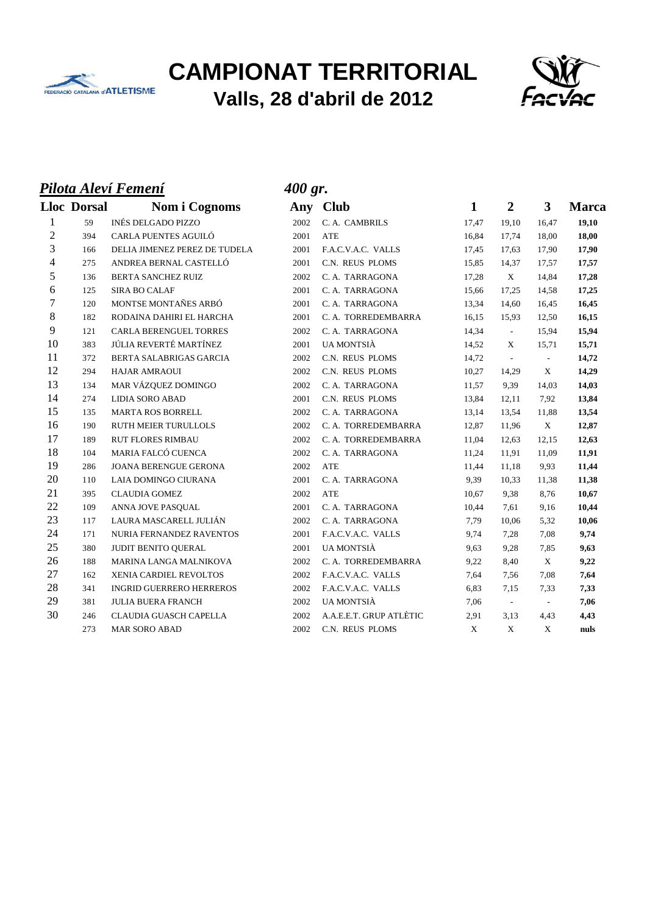# CAMPIONAT TERRITORIAL

## Valls, 28 d'abril de 2012

### *Pilota Aleví Femení* *400 gr.*

| Lloc | Dorsal | Nom i Cognoms | Any | Club | 1 | 2 | 3 | Marca |
|---|---|---|---|---|---|---|---|---|
| 1 | 59 | INÉS DELGADO PIZZO | 2002 | C. A. CAMBRILS | 17,47 | 19,10 | 16,47 | **19,10** |
| 2 | 394 | CARLA PUENTES AGUILÓ | 2001 | ATE | 16,84 | 17,74 | 18,00 | **18,00** |
| 3 | 166 | DELIA JIMENEZ PEREZ DE TUDELA | 2001 | F.A.C.V.A.C. VALLS | 17,45 | 17,63 | 17,90 | **17,90** |
| 4 | 275 | ANDREA BERNAL CASTELLÓ | 2001 | C.N. REUS PLOMS | 15,85 | 14,37 | 17,57 | **17,57** |
| 5 | 136 | BERTA SANCHEZ RUIZ | 2002 | C. A. TARRAGONA | 17,28 | X | 14,84 | **17,28** |
| 6 | 125 | SIRA BO CALAF | 2001 | C. A. TARRAGONA | 15,66 | 17,25 | 14,58 | **17,25** |
| 7 | 120 | MONTSE MONTAÑES ARBÓ | 2001 | C. A. TARRAGONA | 13,34 | 14,60 | 16,45 | **16,45** |
| 8 | 182 | RODAINA DAHIRI EL HARCHA | 2001 | C. A. TORREDEMBARRA | 16,15 | 15,93 | 12,50 | **16,15** |
| 9 | 121 | CARLA BERENGUEL TORRES | 2002 | C. A. TARRAGONA | 14,34 | - | 15,94 | **15,94** |
| 10 | 383 | JÚLIA REVERTÉ MARTÍNEZ | 2001 | UA MONTSIÀ | 14,52 | X | 15,71 | **15,71** |
| 11 | 372 | BERTA SALABRIGAS GARCIA | 2002 | C.N. REUS PLOMS | 14,72 | - | - | **14,72** |
| 12 | 294 | HAJAR AMRAOUI | 2002 | C.N. REUS PLOMS | 10,27 | 14,29 | X | **14,29** |
| 13 | 134 | MAR VÁZQUEZ DOMINGO | 2002 | C. A. TARRAGONA | 11,57 | 9,39 | 14,03 | **14,03** |
| 14 | 274 | LIDIA SORO ABAD | 2001 | C.N. REUS PLOMS | 13,84 | 12,11 | 7,92 | **13,84** |
| 15 | 135 | MARTA ROS BORRELL | 2002 | C. A. TARRAGONA | 13,14 | 13,54 | 11,88 | **13,54** |
| 16 | 190 | RUTH MEIER TURULLOLS | 2002 | C. A. TORREDEMBARRA | 12,87 | 11,96 | X | **12,87** |
| 17 | 189 | RUT FLORES RIMBAU | 2002 | C. A. TORREDEMBARRA | 11,04 | 12,63 | 12,15 | **12,63** |
| 18 | 104 | MARIA FALCÓ CUENCA | 2002 | C. A. TARRAGONA | 11,24 | 11,91 | 11,09 | **11,91** |
| 19 | 286 | JOANA BERENGUE GERONA | 2002 | ATE | 11,44 | 11,18 | 9,93 | **11,44** |
| 20 | 110 | LAIA DOMINGO CIURANA | 2001 | C. A. TARRAGONA | 9,39 | 10,33 | 11,38 | **11,38** |
| 21 | 395 | CLAUDIA GOMEZ | 2002 | ATE | 10,67 | 9,38 | 8,76 | **10,67** |
| 22 | 109 | ANNA JOVE PASQUAL | 2001 | C. A. TARRAGONA | 10,44 | 7,61 | 9,16 | **10,44** |
| 23 | 117 | LAURA MASCARELL JULIÁN | 2002 | C. A. TARRAGONA | 7,79 | 10,06 | 5,32 | **10,06** |
| 24 | 171 | NURIA FERNANDEZ RAVENTOS | 2001 | F.A.C.V.A.C. VALLS | 9,74 | 7,28 | 7,08 | **9,74** |
| 25 | 380 | JUDIT BENITO QUERAL | 2001 | UA MONTSIÀ | 9,63 | 9,28 | 7,85 | **9,63** |
| 26 | 188 | MARINA LANGA MALNIKOVA | 2002 | C. A. TORREDEMBARRA | 9,22 | 8,40 | X | **9,22** |
| 27 | 162 | XENIA CARDIEL REVOLTOS | 2002 | F.A.C.V.A.C. VALLS | 7,64 | 7,56 | 7,08 | **7,64** |
| 28 | 341 | INGRID GUERRERO HERREROS | 2002 | F.A.C.V.A.C. VALLS | 6,83 | 7,15 | 7,33 | **7,33** |
| 29 | 381 | JULIA BUERA FRANCH | 2002 | UA MONTSIÀ | 7,06 | - | - | **7,06** |
| 30 | 246 | CLAUDIA GUASCH CAPELLA | 2002 | A.A.E.E.T. GRUP ATLÈTIC | 2,91 | 3,13 | 4,43 | **4,43** |
| | 273 | MAR SORO ABAD | 2002 | C.N. REUS PLOMS | X | X | X | **nuls** |